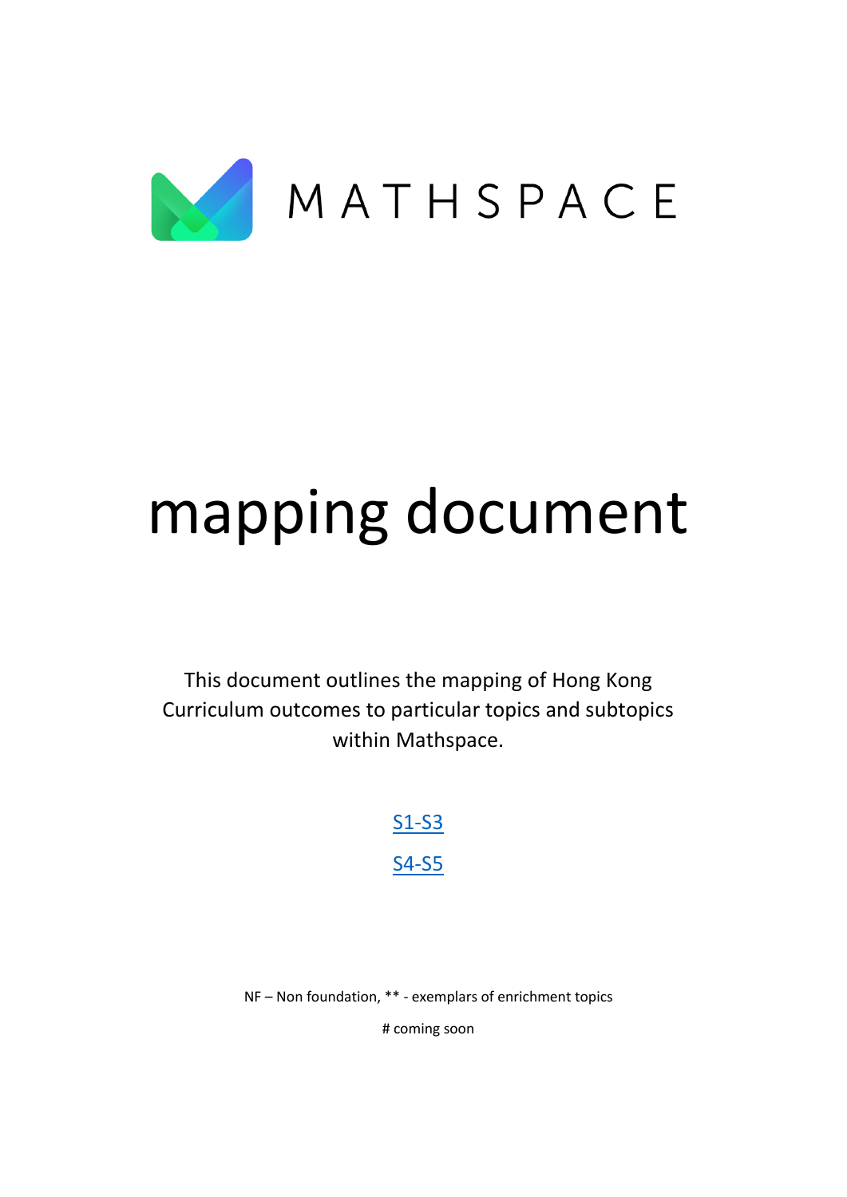MATHSPACE

# mapping document

This document outlines the mapping of Hong Kong Curriculum outcomes to particular topics and subtopics within Mathspace.

[S1-S3]

[S4-S5]

NF – Non foundation, ** - exemplars of enrichment topics

# coming soon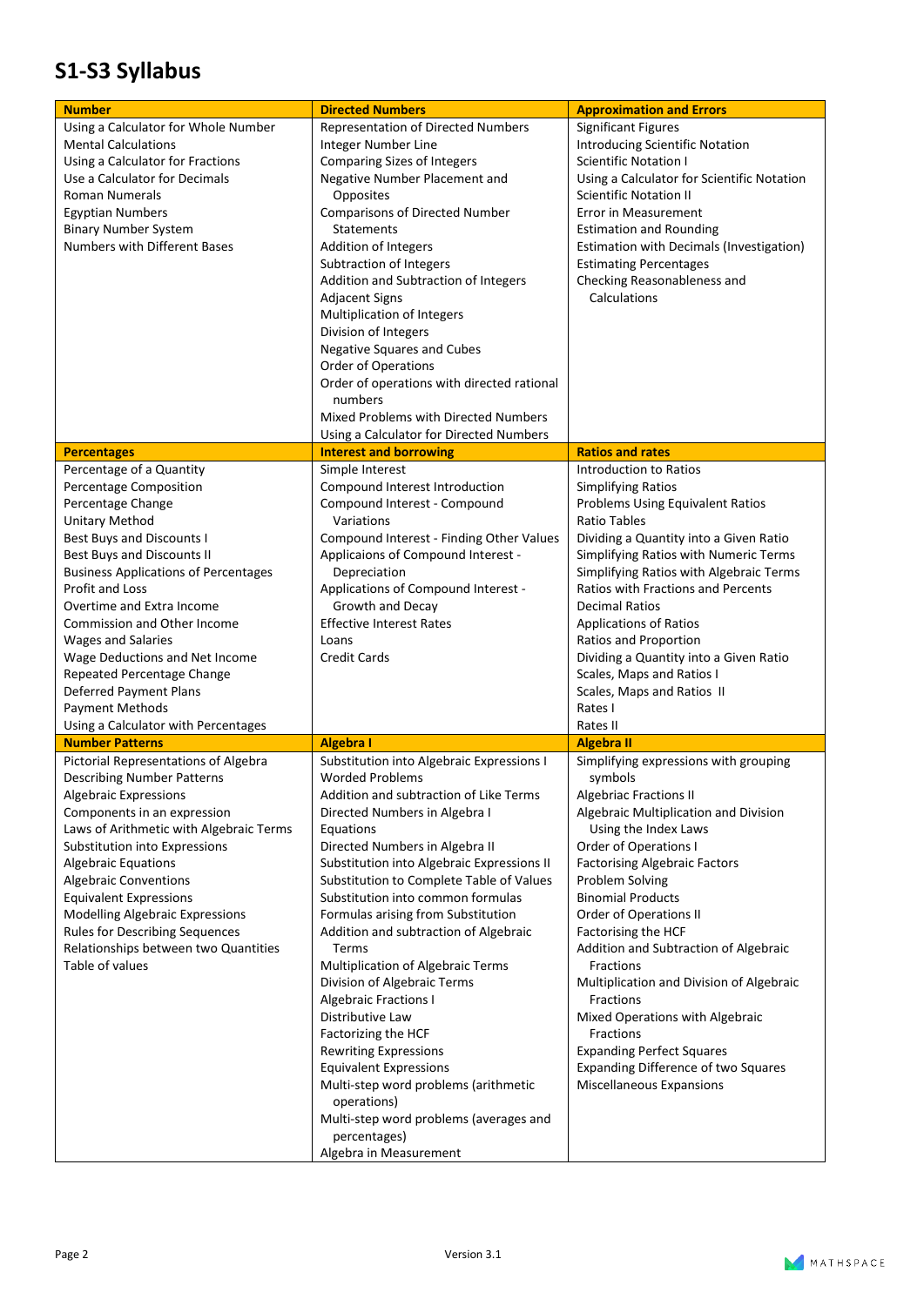# S1-S3 Syllabus

| Number | Directed Numbers | Approximation and Errors |
|---|---|---|
| Using a Calculator for Whole Number<br>Mental Calculations<br>Using a Calculator for Fractions<br>Use a Calculator for Decimals<br>Roman Numerals<br>Egyptian Numbers<br>Binary Number System<br>Numbers with Different Bases | Representation of Directed Numbers<br>Integer Number Line<br>Comparing Sizes of Integers<br>Negative Number Placement and Opposites<br>Comparisons of Directed Number Statements<br>Addition of Integers<br>Subtraction of Integers<br>Addition and Subtraction of Integers<br>Adjacent Signs<br>Multiplication of Integers<br>Division of Integers<br>Negative Squares and Cubes<br>Order of Operations<br>Order of operations with directed rational numbers<br>Mixed Problems with Directed Numbers<br>Using a Calculator for Directed Numbers | Significant Figures<br>Introducing Scientific Notation<br>Scientific Notation I<br>Using a Calculator for Scientific Notation<br>Scientific Notation II<br>Error in Measurement<br>Estimation and Rounding<br>Estimation with Decimals (Investigation)<br>Estimating Percentages<br>Checking Reasonableness and Calculations |
| **Percentages** | **Interest and borrowing** | **Ratios and rates** |
| Percentage of a Quantity<br>Percentage Composition<br>Percentage Change<br>Unitary Method<br>Best Buys and Discounts I<br>Best Buys and Discounts II<br>Business Applications of Percentages<br>Profit and Loss<br>Overtime and Extra Income<br>Commission and Other Income<br>Wages and Salaries<br>Wage Deductions and Net Income<br>Repeated Percentage Change<br>Deferred Payment Plans<br>Payment Methods<br>Using a Calculator with Percentages | Simple Interest<br>Compound Interest Introduction<br>Compound Interest - Compound Variations<br>Compound Interest - Finding Other Values<br>Applicaions of Compound Interest - Depreciation<br>Applications of Compound Interest - Growth and Decay<br>Effective Interest Rates<br>Loans<br>Credit Cards | Introduction to Ratios<br>Simplifying Ratios<br>Problems Using Equivalent Ratios<br>Ratio Tables<br>Dividing a Quantity into a Given Ratio<br>Simplifying Ratios with Numeric Terms<br>Simplifying Ratios with Algebraic Terms<br>Ratios with Fractions and Percents<br>Decimal Ratios<br>Applications of Ratios<br>Ratios and Proportion<br>Dividing a Quantity into a Given Ratio<br>Scales, Maps and Ratios I<br>Scales, Maps and Ratios II<br>Rates I<br>Rates II |
| **Number Patterns** | **Algebra I** | **Algebra II** |
| Pictorial Representations of Algebra<br>Describing Number Patterns<br>Algebraic Expressions<br>Components in an expression<br>Laws of Arithmetic with Algebraic Terms<br>Substitution into Expressions<br>Algebraic Equations<br>Algebraic Conventions<br>Equivalent Expressions<br>Modelling Algebraic Expressions<br>Rules for Describing Sequences<br>Relationships between two Quantities<br>Table of values | Substitution into Algebraic Expressions I<br>Worded Problems<br>Addition and subtraction of Like Terms<br>Directed Numbers in Algebra I<br>Equations<br>Directed Numbers in Algebra II<br>Substitution into Algebraic Expressions II<br>Substitution to Complete Table of Values<br>Substitution into common formulas<br>Formulas arising from Substitution<br>Addition and subtraction of Algebraic Terms<br>Multiplication of Algebraic Terms<br>Division of Algebraic Terms<br>Algebraic Fractions I<br>Distributive Law<br>Factorizing the HCF<br>Rewriting Expressions<br>Equivalent Expressions<br>Multi-step word problems (arithmetic operations)<br>Multi-step word problems (averages and percentages)<br>Algebra in Measurement | Simplifying expressions with grouping symbols<br>Algebriac Fractions II<br>Algebraic Multiplication and Division Using the Index Laws<br>Order of Operations I<br>Factorising Algebraic Factors<br>Problem Solving<br>Binomial Products<br>Order of Operations II<br>Factorising the HCF<br>Addition and Subtraction of Algebraic Fractions<br>Multiplication and Division of Algebraic Fractions<br>Mixed Operations with Algebraic Fractions<br>Expanding Perfect Squares<br>Expanding Difference of two Squares<br>Miscellaneous Expansions |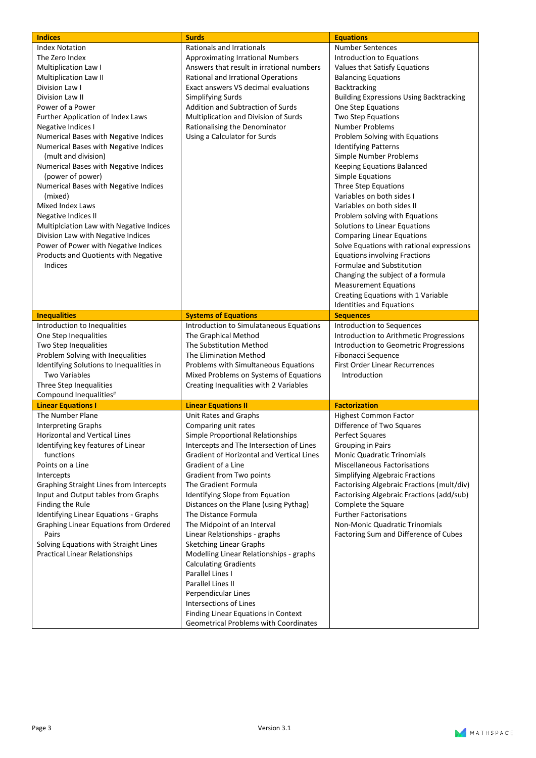| Indices | Surds | Equations |
|---|---|---|
| Index Notation | Rationals and Irrationals | Number Sentences |
| The Zero Index | Approximating Irrational Numbers | Introduction to Equations |
| Multiplication Law I | Answers that result in irrational numbers | Values that Satisfy Equations |
| Multiplication Law II | Rational and Irrational Operations | Balancing Equations |
| Division Law I | Exact answers VS decimal evaluations | Backtracking |
| Division Law II | Simplifying Surds | Building Expressions Using Backtracking |
| Power of a Power | Addition and Subtraction of Surds | One Step Equations |
| Further Application of Index Laws | Multiplication and Division of Surds | Two Step Equations |
| Negative Indices I | Rationalising the Denominator | Number Problems |
| Numerical Bases with Negative Indices | Using a Calculator for Surds | Problem Solving with Equations |
| Numerical Bases with Negative Indices (mult and division) | | Identifying Patterns |
| | | Simple Number Problems |
| Numerical Bases with Negative Indices (power of power) | | Keeping Equations Balanced |
| | | Simple Equations |
| Numerical Bases with Negative Indices (mixed) | | Three Step Equations |
| | | Variables on both sides I |
| Mixed Index Laws | | Variables on both sides II |
| Negative Indices II | | Problem solving with Equations |
| Multiplciation Law with Negative Indices | | Solutions to Linear Equations |
| Division Law with Negative Indices | | Comparing Linear Equations |
| Power of Power with Negative Indices | | Solve Equations with rational expressions |
| Products and Quotients with Negative Indices | | Equations involving Fractions |
| | | Formulae and Substitution |
| | | Changing the subject of a formula |
| | | Measurement Equations |
| | | Creating Equations with 1 Variable |
| | | Identities and Equations |
| **Inequalities** | **Systems of Equations** | **Sequences** |
| Introduction to Inequalities | Introduction to Simulataneous Equations | Introduction to Sequences |
| One Step Inequalities | The Graphical Method | Introduction to Arithmetic Progressions |
| Two Step Inequalities | The Substitution Method | Introduction to Geometric Progressions |
| Problem Solving with Inequalities | The Elimination Method | Fibonacci Sequence |
| Identifying Solutions to Inequalities in Two Variables | Problems with Simultaneous Equations | First Order Linear Recurrences Introduction |
| | Mixed Problems on Systems of Equations | |
| Three Step Inequalities | Creating Inequalities with 2 Variables | |
| Compound Inequalities# | | |
| **Linear Equations I** | **Linear Equations II** | **Factorization** |
| The Number Plane | Unit Rates and Graphs | Highest Common Factor |
| Interpreting Graphs | Comparing unit rates | Difference of Two Squares |
| Horizontal and Vertical Lines | Simple Proportional Relationships | Perfect Squares |
| Identifying key features of Linear functions | Intercepts and The Intersection of Lines | Grouping in Pairs |
| | Gradient of Horizontal and Vertical Lines | Monic Quadratic Trinomials |
| Points on a Line | Gradient of a Line | Miscellaneous Factorisations |
| Intercepts | Gradient from Two points | Simplifying Algebraic Fractions |
| Graphing Straight Lines from Intercepts | The Gradient Formula | Factorising Algebraic Fractions (mult/div) |
| Input and Output tables from Graphs | Identifying Slope from Equation | Factorising Algebraic Fractions (add/sub) |
| Finding the Rule | Distances on the Plane (using Pythag) | Complete the Square |
| Identifying Linear Equations - Graphs | The Distance Formula | Further Factorisations |
| Graphing Linear Equations from Ordered Pairs | The Midpoint of an Interval | Non-Monic Quadratic Trinomials |
| | Linear Relationships - graphs | Factoring Sum and Difference of Cubes |
| Solving Equations with Straight Lines | Sketching Linear Graphs | |
| Practical Linear Relationships | Modelling Linear Relationships - graphs | |
| | Calculating Gradients | |
| | Parallel Lines I | |
| | Parallel Lines II | |
| | Perpendicular Lines | |
| | Intersections of Lines | |
| | Finding Linear Equations in Context | |
| | Geometrical Problems with Coordinates | |

Version 3.1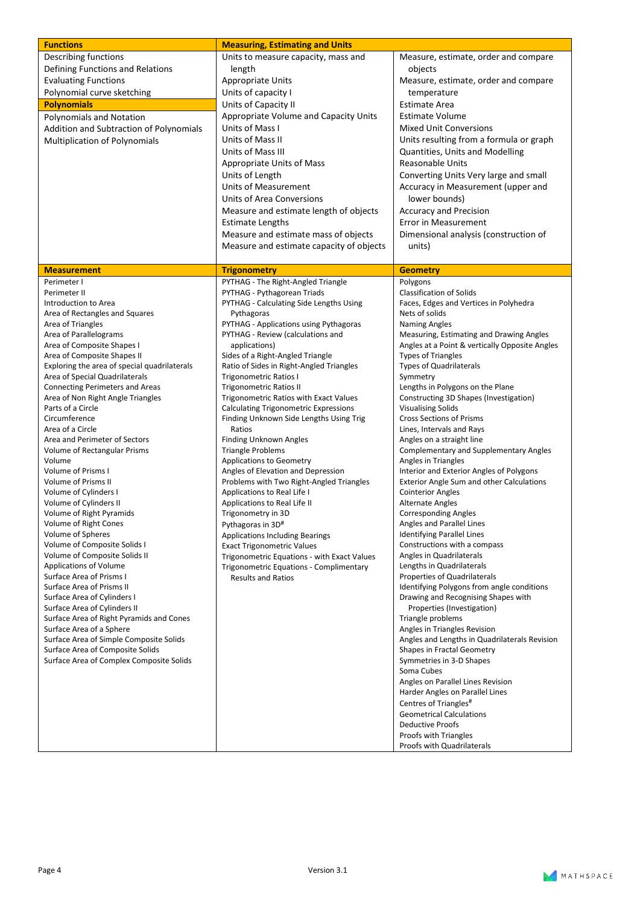| Functions | Measuring, Estimating and Units | |
|---|---|---|
| Describing functions<br>Defining Functions and Relations<br>Evaluating Functions<br>Polynomial curve sketching<br>**Polynomials**<br>Polynomials and Notation<br>Addition and Subtraction of Polynomials<br>Multiplication of Polynomials | Units to measure capacity, mass and length<br>Appropriate Units<br>Units of capacity I<br>Units of Capacity II<br>Appropriate Volume and Capacity Units<br>Units of Mass I<br>Units of Mass II<br>Units of Mass III<br>Appropriate Units of Mass<br>Units of Length<br>Units of Measurement<br>Units of Area Conversions<br>Measure and estimate length of objects<br>Estimate Lengths<br>Measure and estimate mass of objects<br>Measure and estimate capacity of objects | Measure, estimate, order and compare objects<br>Measure, estimate, order and compare temperature<br>Estimate Area<br>Estimate Volume<br>Mixed Unit Conversions<br>Units resulting from a formula or graph<br>Quantities, Units and Modelling<br>Reasonable Units<br>Converting Units Very large and small<br>Accuracy in Measurement (upper and lower bounds)<br>Accuracy and Precision<br>Error in Measurement<br>Dimensional analysis (construction of units) |

| Measurement | Trigonometry | Geometry |
|---|---|---|
| Perimeter I<br>Perimeter II<br>Introduction to Area<br>Area of Rectangles and Squares<br>Area of Triangles<br>Area of Parallelograms<br>Area of Composite Shapes I<br>Area of Composite Shapes II<br>Exploring the area of special quadrilaterals<br>Area of Special Quadrilaterals<br>Connecting Perimeters and Areas<br>Area of Non Right Angle Triangles<br>Parts of a Circle<br>Circumference<br>Area of a Circle<br>Area and Perimeter of Sectors<br>Volume of Rectangular Prisms<br>Volume<br>Volume of Prisms I<br>Volume of Prisms II<br>Volume of Cylinders I<br>Volume of Cylinders II<br>Volume of Right Pyramids<br>Volume of Right Cones<br>Volume of Spheres<br>Volume of Composite Solids I<br>Volume of Composite Solids II<br>Applications of Volume<br>Surface Area of Prisms I<br>Surface Area of Prisms II<br>Surface Area of Cylinders I<br>Surface Area of Cylinders II<br>Surface Area of Right Pyramids and Cones<br>Surface Area of a Sphere<br>Surface Area of Simple Composite Solids<br>Surface Area of Composite Solids<br>Surface Area of Complex Composite Solids | PYTHAG - The Right-Angled Triangle<br>PYTHAG - Pythagorean Triads<br>PYTHAG - Calculating Side Lengths Using Pythagoras<br>PYTHAG - Applications using Pythagoras<br>PYTHAG - Review (calculations and applications)<br>Sides of a Right-Angled Triangle<br>Ratio of Sides in Right-Angled Triangles<br>Trigonometric Ratios I<br>Trigonometric Ratios II<br>Trigonometric Ratios with Exact Values<br>Calculating Trigonometric Expressions<br>Finding Unknown Side Lengths Using Trig Ratios<br>Finding Unknown Angles<br>Triangle Problems<br>Applications to Geometry<br>Angles of Elevation and Depression<br>Problems with Two Right-Angled Triangles<br>Applications to Real Life I<br>Applications to Real Life II<br>Trigonometry in 3D<br>Pythagoras in 3D#<br>Applications Including Bearings<br>Exact Trigonometric Values<br>Trigonometric Equations - with Exact Values<br>Trigonometric Equations - Complimentary Results and Ratios | Polygons<br>Classification of Solids<br>Faces, Edges and Vertices in Polyhedra<br>Nets of solids<br>Naming Angles<br>Measuring, Estimating and Drawing Angles<br>Angles at a Point & vertically Opposite Angles<br>Types of Triangles<br>Types of Quadrilaterals<br>Symmetry<br>Lengths in Polygons on the Plane<br>Constructing 3D Shapes (Investigation)<br>Visualising Solids<br>Cross Sections of Prisms<br>Lines, Intervals and Rays<br>Angles on a straight line<br>Complementary and Supplementary Angles<br>Angles in Triangles<br>Interior and Exterior Angles of Polygons<br>Exterior Angle Sum and other Calculations<br>Cointerior Angles<br>Alternate Angles<br>Corresponding Angles<br>Angles and Parallel Lines<br>Identifying Parallel Lines<br>Constructions with a compass<br>Angles in Quadrilaterals<br>Lengths in Quadrilaterals<br>Properties of Quadrilaterals<br>Identifying Polygons from angle conditions<br>Drawing and Recognising Shapes with Properties (Investigation)<br>Triangle problems<br>Angles in Triangles Revision<br>Angles and Lengths in Quadrilaterals Revision<br>Shapes in Fractal Geometry<br>Symmetries in 3-D Shapes<br>Soma Cubes<br>Angles on Parallel Lines Revision<br>Harder Angles on Parallel Lines<br>Centres of Triangles#<br>Geometrical Calculations<br>Deductive Proofs<br>Proofs with Triangles<br>Proofs with Quadrilaterals |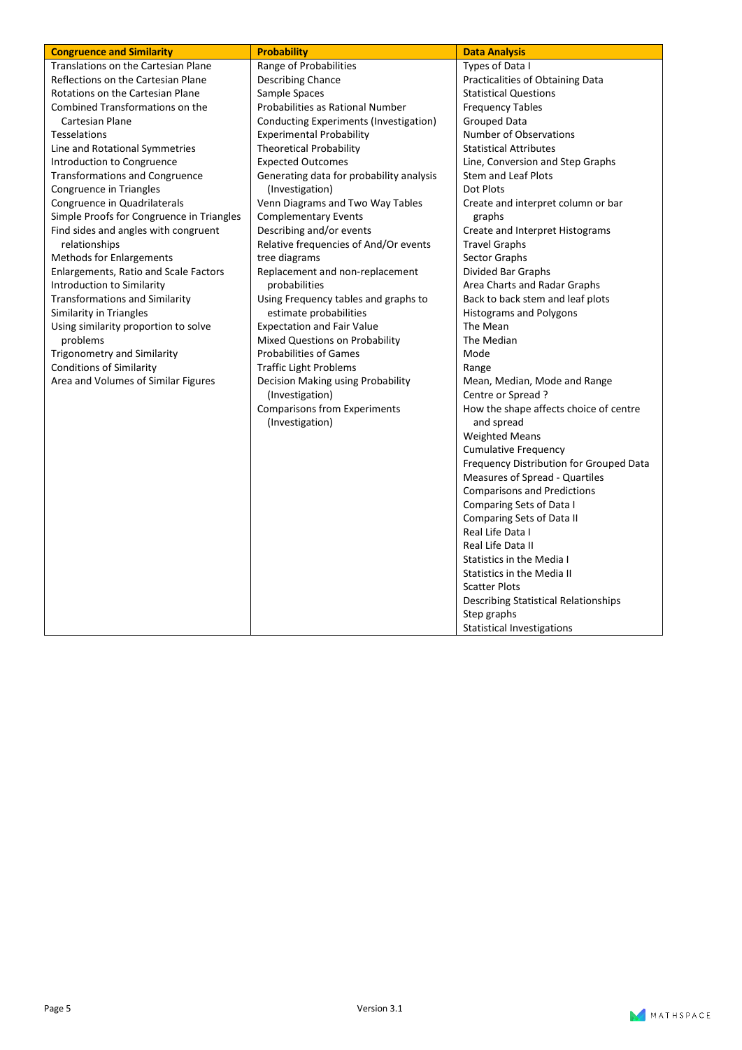| **Congruence and Similarity** | **Probability** | **Data Analysis** |
|---|---|---|
| Translations on the Cartesian Plane | Range of Probabilities | Types of Data I |
| Reflections on the Cartesian Plane | Describing Chance | Practicalities of Obtaining Data |
| Rotations on the Cartesian Plane | Sample Spaces | Statistical Questions |
| Combined Transformations on the Cartesian Plane | Probabilities as Rational Number | Frequency Tables |
| Tesselations | Conducting Experiments (Investigation) | Grouped Data |
| Line and Rotational Symmetries | Experimental Probability | Number of Observations |
| Introduction to Congruence | Theoretical Probability | Statistical Attributes |
| Transformations and Congruence | Expected Outcomes | Line, Conversion and Step Graphs |
| Congruence in Triangles | Generating data for probability analysis (Investigation) | Stem and Leaf Plots |
| Congruence in Quadrilaterals | Venn Diagrams and Two Way Tables | Dot Plots |
| Simple Proofs for Congruence in Triangles | Complementary Events | Create and interpret column or bar graphs |
| Find sides and angles with congruent relationships | Describing and/or events | Create and Interpret Histograms |
| Methods for Enlargements | Relative frequencies of And/Or events | Travel Graphs |
| Enlargements, Ratio and Scale Factors | tree diagrams | Sector Graphs |
| Introduction to Similarity | Replacement and non-replacement probabilities | Divided Bar Graphs |
| Transformations and Similarity | Using Frequency tables and graphs to estimate probabilities | Area Charts and Radar Graphs |
| Similarity in Triangles | Expectation and Fair Value | Back to back stem and leaf plots |
| Using similarity proportion to solve problems | Mixed Questions on Probability | Histograms and Polygons |
| Trigonometry and Similarity | Probabilities of Games | The Mean |
| Conditions of Similarity | Traffic Light Problems | The Median |
| Area and Volumes of Similar Figures | Decision Making using Probability (Investigation) | Mode |
| | Comparisons from Experiments (Investigation) | Range |
| | | Mean, Median, Mode and Range |
| | | Centre or Spread ? |
| | | How the shape affects choice of centre and spread |
| | | Weighted Means |
| | | Cumulative Frequency |
| | | Frequency Distribution for Grouped Data |
| | | Measures of Spread - Quartiles |
| | | Comparisons and Predictions |
| | | Comparing Sets of Data I |
| | | Comparing Sets of Data II |
| | | Real Life Data I |
| | | Real Life Data II |
| | | Statistics in the Media I |
| | | Statistics in the Media II |
| | | Scatter Plots |
| | | Describing Statistical Relationships |
| | | Step graphs |
| | | Statistical Investigations |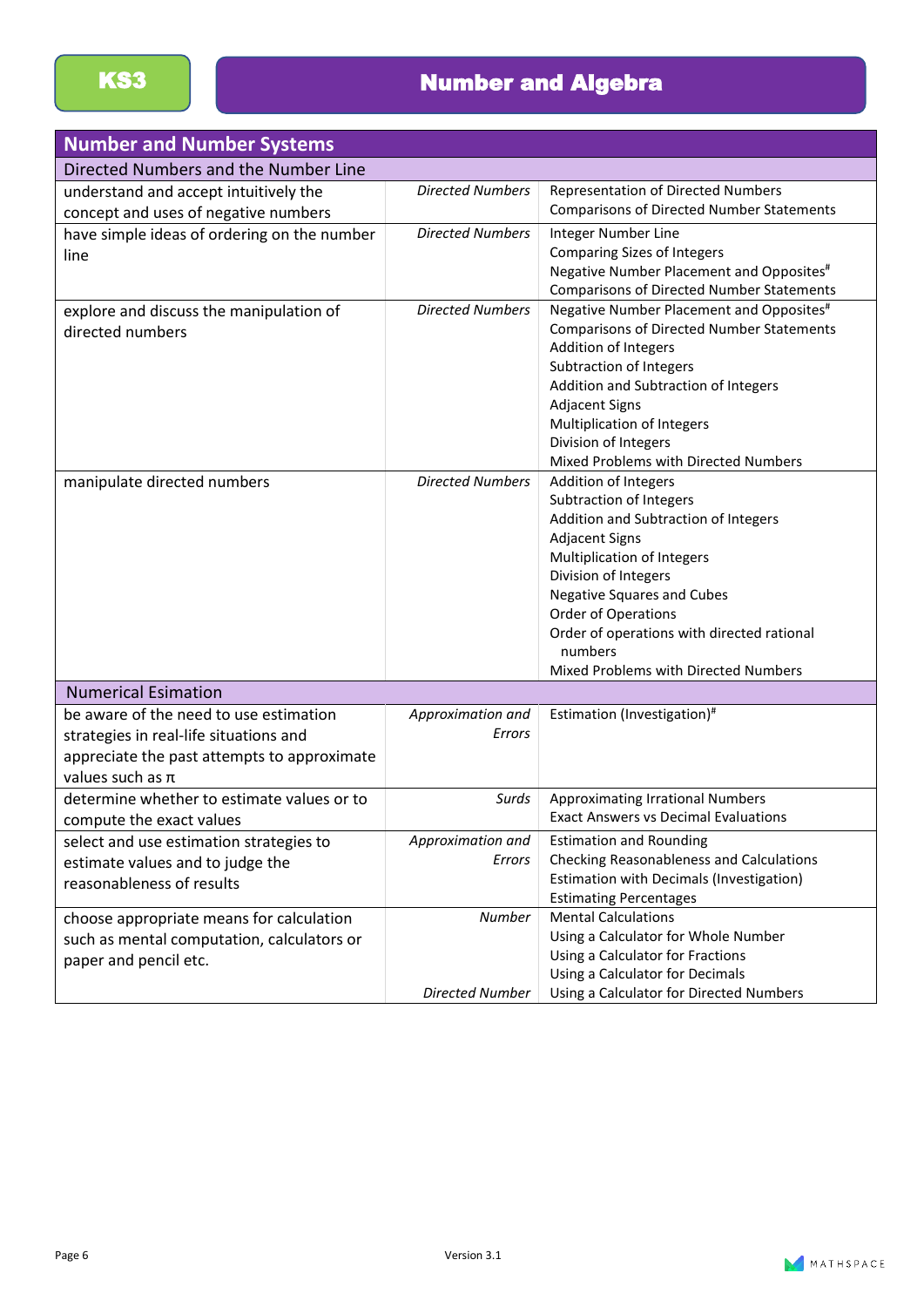**KS3**

# Number and Algebra

| Number and Number Systems | | |
|---|---|---|
| **Directed Numbers and the Number Line** | | |
| understand and accept intuitively the concept and uses of negative numbers | *Directed Numbers* | Representation of Directed Numbers<br>Comparisons of Directed Number Statements |
| have simple ideas of ordering on the number line | *Directed Numbers* | Integer Number Line<br>Comparing Sizes of Integers<br>Negative Number Placement and Opposites#<br>Comparisons of Directed Number Statements |
| explore and discuss the manipulation of directed numbers | *Directed Numbers* | Negative Number Placement and Opposites#<br>Comparisons of Directed Number Statements<br>Addition of Integers<br>Subtraction of Integers<br>Addition and Subtraction of Integers<br>Adjacent Signs<br>Multiplication of Integers<br>Division of Integers<br>Mixed Problems with Directed Numbers |
| manipulate directed numbers | *Directed Numbers* | Addition of Integers<br>Subtraction of Integers<br>Addition and Subtraction of Integers<br>Adjacent Signs<br>Multiplication of Integers<br>Division of Integers<br>Negative Squares and Cubes<br>Order of Operations<br>Order of operations with directed rational numbers<br>Mixed Problems with Directed Numbers |
| **Numerical Esimation** | | |
| be aware of the need to use estimation strategies in real-life situations and appreciate the past attempts to approximate values such as π | *Approximation and Errors* | Estimation (Investigation)# |
| determine whether to estimate values or to compute the exact values | *Surds* | Approximating Irrational Numbers<br>Exact Answers vs Decimal Evaluations |
| select and use estimation strategies to estimate values and to judge the reasonableness of results | *Approximation and Errors* | Estimation and Rounding<br>Checking Reasonableness and Calculations<br>Estimation with Decimals (Investigation)<br>Estimating Percentages |
| choose appropriate means for calculation such as mental computation, calculators or paper and pencil etc. | *Number*<br><br><br><br>*Directed Number* | Mental Calculations<br>Using a Calculator for Whole Number<br>Using a Calculator for Fractions<br>Using a Calculator for Decimals<br>Using a Calculator for Directed Numbers |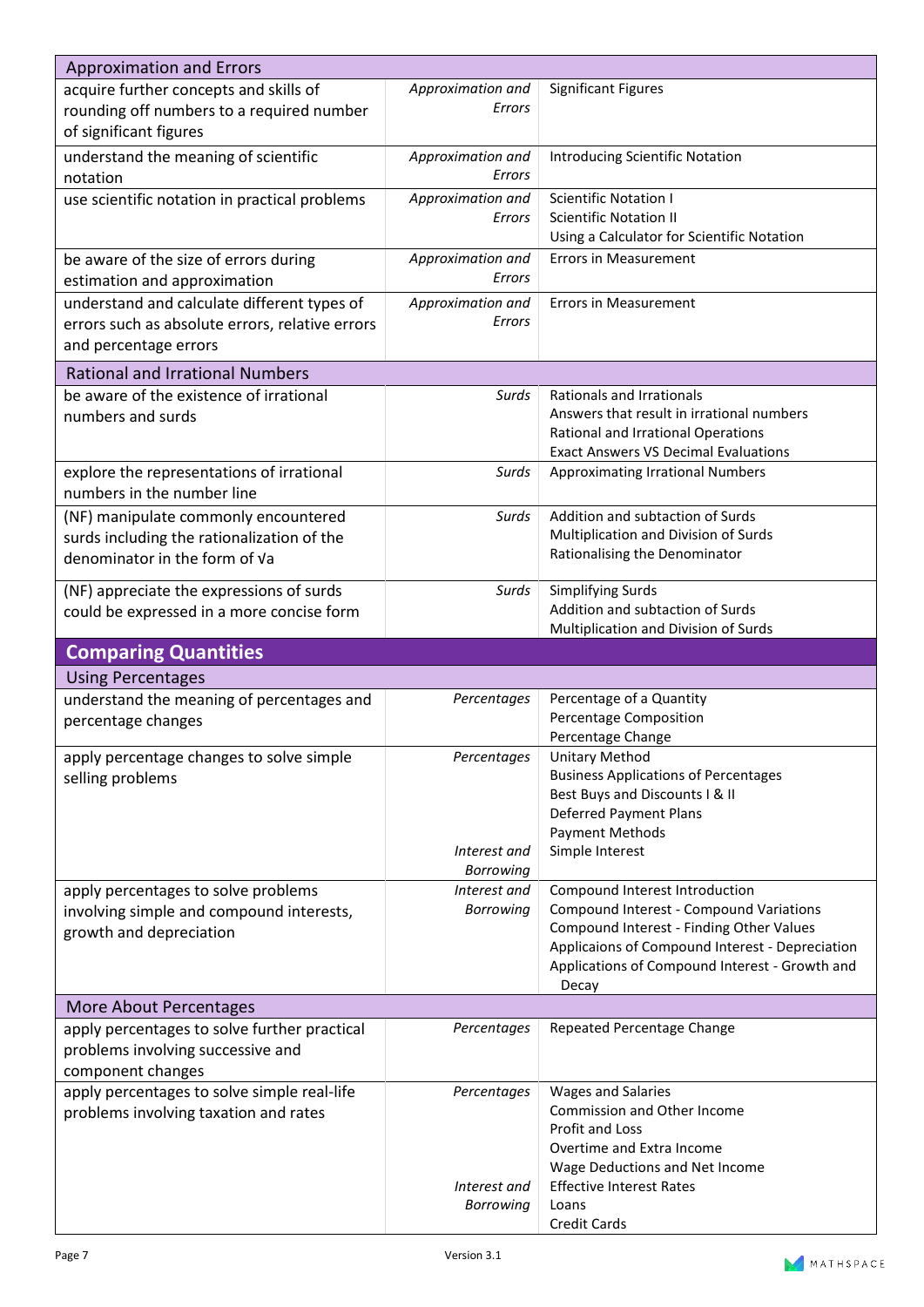| Approximation and Errors | | |
|---|---|---|
| acquire further concepts and skills of rounding off numbers to a required number of significant figures | *Approximation and Errors* | Significant Figures |
| understand the meaning of scientific notation | *Approximation and Errors* | Introducing Scientific Notation |
| use scientific notation in practical problems | *Approximation and Errors* | Scientific Notation I<br>Scientific Notation II<br>Using a Calculator for Scientific Notation |
| be aware of the size of errors during estimation and approximation | *Approximation and Errors* | Errors in Measurement |
| understand and calculate different types of errors such as absolute errors, relative errors and percentage errors | *Approximation and Errors* | Errors in Measurement |
| **Rational and Irrational Numbers** | | |
| be aware of the existence of irrational numbers and surds | *Surds* | Rationals and Irrationals<br>Answers that result in irrational numbers<br>Rational and Irrational Operations<br>Exact Answers VS Decimal Evaluations |
| explore the representations of irrational numbers in the number line | *Surds* | Approximating Irrational Numbers |
| (NF) manipulate commonly encountered surds including the rationalization of the denominator in the form of $\sqrt{a}$ | *Surds* | Addition and subtraction of Surds<br>Multiplication and Division of Surds<br>Rationalising the Denominator |
| (NF) appreciate the expressions of surds could be expressed in a more concise form | *Surds* | Simplifying Surds<br>Addition and subtraction of Surds<br>Multiplication and Division of Surds |

## Comparing Quantities

| Using Percentages | | |
|---|---|---|
| understand the meaning of percentages and percentage changes | *Percentages* | Percentage of a Quantity<br>Percentage Composition<br>Percentage Change |
| apply percentage changes to solve simple selling problems | *Percentages*<br><br><br><br><br>*Interest and Borrowing* | Unitary Method<br>Business Applications of Percentages<br>Best Buys and Discounts I & II<br>Deferred Payment Plans<br>Payment Methods<br>Simple Interest |
| apply percentages to solve problems involving simple and compound interests, growth and depreciation | *Interest and Borrowing* | Compound Interest Introduction<br>Compound Interest - Compound Variations<br>Compound Interest - Finding Other Values<br>Applicaions of Compound Interest - Depreciation<br>Applications of Compound Interest - Growth and Decay |
| **More About Percentages** | | |
| apply percentages to solve further practical problems involving successive and component changes | *Percentages* | Repeated Percentage Change |
| apply percentages to solve simple real-life problems involving taxation and rates | *Percentages*<br><br><br><br><br>*Interest and Borrowing* | Wages and Salaries<br>Commission and Other Income<br>Profit and Loss<br>Overtime and Extra Income<br>Wage Deductions and Net Income<br>Effective Interest Rates<br>Loans<br>Credit Cards |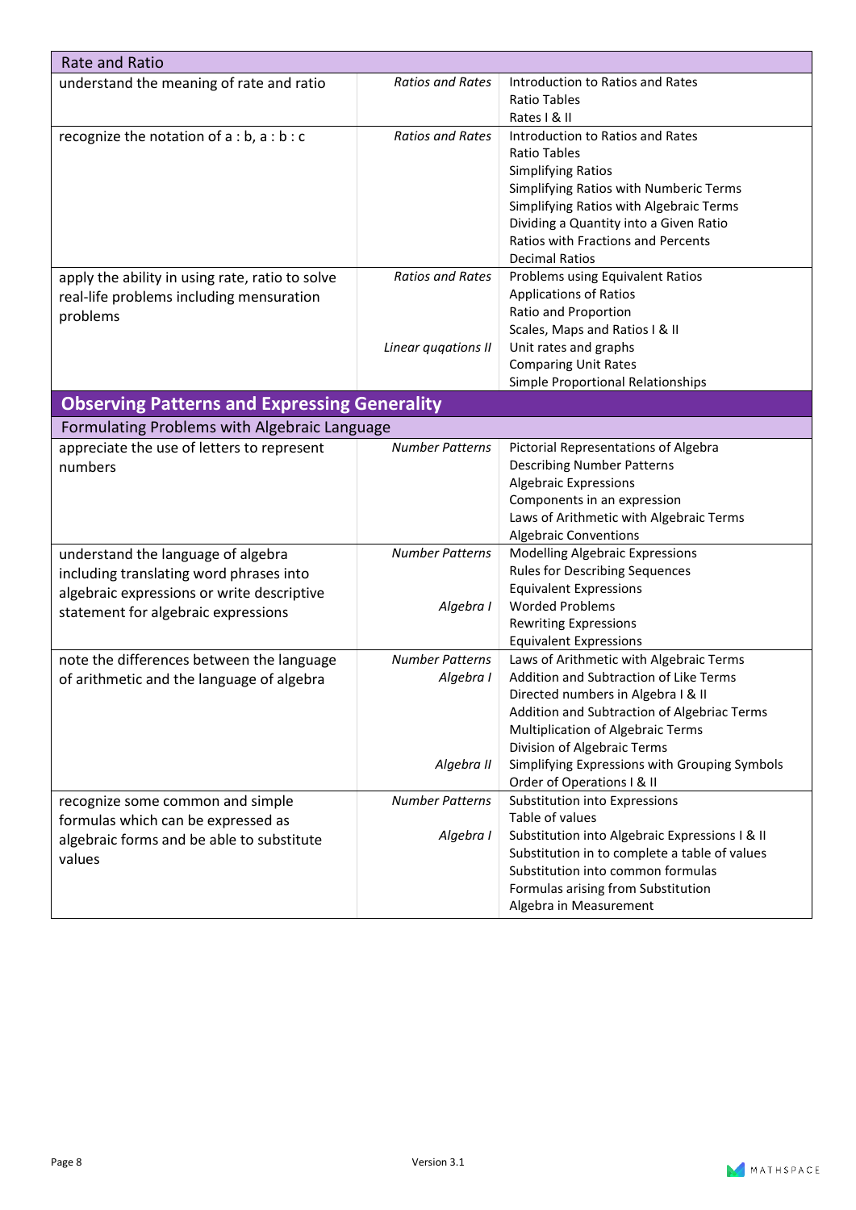| Rate and Ratio | | |
|---|---|---|
| understand the meaning of rate and ratio | *Ratios and Rates* | Introduction to Ratios and Rates<br>Ratio Tables<br>Rates I & II |
| recognize the notation of a : b, a : b : c | *Ratios and Rates* | Introduction to Ratios and Rates<br>Ratio Tables<br>Simplifying Ratios<br>Simplifying Ratios with Numberic Terms<br>Simplifying Ratios with Algebraic Terms<br>Dividing a Quantity into a Given Ratio<br>Ratios with Fractions and Percents<br>Decimal Ratios |
| apply the ability in using rate, ratio to solve real-life problems including mensuration problems | *Ratios and Rates*<br><br><br><br>*Linear quqations II* | Problems using Equivalent Ratios<br>Applications of Ratios<br>Ratio and Proportion<br>Scales, Maps and Ratios I & II<br>Unit rates and graphs<br>Comparing Unit Rates<br>Simple Proportional Relationships |
| **Observing Patterns and Expressing Generality** | | |
| Formulating Problems with Algebraic Language | | |
| appreciate the use of letters to represent numbers | *Number Patterns* | Pictorial Representations of Algebra<br>Describing Number Patterns<br>Algebraic Expressions<br>Components in an expression<br>Laws of Arithmetic with Algebraic Terms<br>Algebraic Conventions |
| understand the language of algebra including translating word phrases into algebraic expressions or write descriptive statement for algebraic expressions | *Number Patterns*<br><br><br>*Algebra I* | Modelling Algebraic Expressions<br>Rules for Describing Sequences<br>Equivalent Expressions<br>Worded Problems<br>Rewriting Expressions<br>Equivalent Expressions |
| note the differences between the language of arithmetic and the language of algebra | *Number Patterns*<br>*Algebra I*<br><br><br><br><br>*Algebra II* | Laws of Arithmetic with Algebraic Terms<br>Addition and Subtraction of Like Terms<br>Directed numbers in Algebra I & II<br>Addition and Subtraction of Algebriac Terms<br>Multiplication of Algebraic Terms<br>Division of Algebraic Terms<br>Simplifying Expressions with Grouping Symbols<br>Order of Operations I & II |
| recognize some common and simple formulas which can be expressed as algebraic forms and be able to substitute values | *Number Patterns*<br><br>*Algebra I* | Substitution into Expressions<br>Table of values<br>Substitution into Algebraic Expressions I & II<br>Substitution in to complete a table of values<br>Substitution into common formulas<br>Formulas arising from Substitution<br>Algebra in Measurement |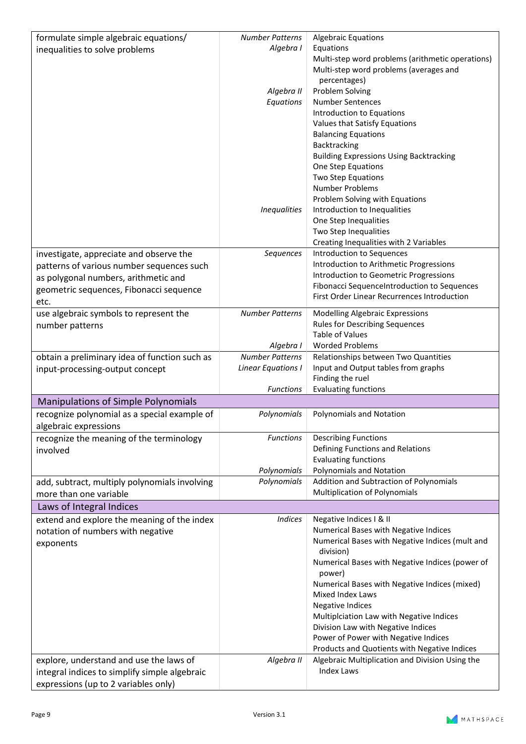| | | |
|---|---|---|
| formulate simple algebraic equations/ inequalities to solve problems | *Number Patterns*<br>*Algebra I*<br><br><br><br>*Algebra II*<br>*Equations*<br><br><br><br><br><br><br><br><br><br>*Inequalities* | Algebraic Equations<br>Equations<br>Multi-step word problems (arithmetic operations)<br>Multi-step word problems (averages and percentages)<br>Problem Solving<br>Number Sentences<br>Introduction to Equations<br>Values that Satisfy Equations<br>Balancing Equations<br>Backtracking<br>Building Expressions Using Backtracking<br>One Step Equations<br>Two Step Equations<br>Number Problems<br>Problem Solving with Equations<br>Introduction to Inequalities<br>One Step Inequalities<br>Two Step Inequalities<br>Creating Inequalities with 2 Variables |
| investigate, appreciate and observe the patterns of various number sequences such as polygonal numbers, arithmetic and geometric sequences, Fibonacci sequence etc. | *Sequences* | Introduction to Sequences<br>Introduction to Arithmetic Progressions<br>Introduction to Geometric Progressions<br>Fibonacci SequenceIntroduction to Sequences<br>First Order Linear Recurrences Introduction |
| use algebraic symbols to represent the number patterns | *Number Patterns*<br><br><br>*Algebra I* | Modelling Algebraic Expressions<br>Rules for Describing Sequences<br>Table of Values<br>Worded Problems |
| obtain a preliminary idea of function such as input-processing-output concept | *Number Patterns*<br>*Linear Equations I*<br><br>*Functions* | Relationships between Two Quantities<br>Input and Output tables from graphs<br>Finding the ruel<br>Evaluating functions |
| **Manipulations of Simple Polynomials** | | |
| recognize polynomial as a special example of algebraic expressions | *Polynomials* | Polynomials and Notation |
| recognize the meaning of the terminology involved | *Functions*<br><br><br>*Polynomials* | Describing Functions<br>Defining Functions and Relations<br>Evaluating functions<br>Polynomials and Notation |
| add, subtract, multiply polynomials involving more than one variable | *Polynomials* | Addition and Subtraction of Polynomials<br>Multiplication of Polynomials |
| **Laws of Integral Indices** | | |
| extend and explore the meaning of the index notation of numbers with negative exponents | *Indices* | Negative Indices I & II<br>Numerical Bases with Negative Indices<br>Numerical Bases with Negative Indices (mult and division)<br>Numerical Bases with Negative Indices (power of power)<br>Numerical Bases with Negative Indices (mixed)<br>Mixed Index Laws<br>Negative Indices<br>Multiplciation Law with Negative Indices<br>Division Law with Negative Indices<br>Power of Power with Negative Indices<br>Products and Quotients with Negative Indices |
| explore, understand and use the laws of integral indices to simplify simple algebraic expressions (up to 2 variables only) | *Algebra II* | Algebraic Multiplication and Division Using the Index Laws |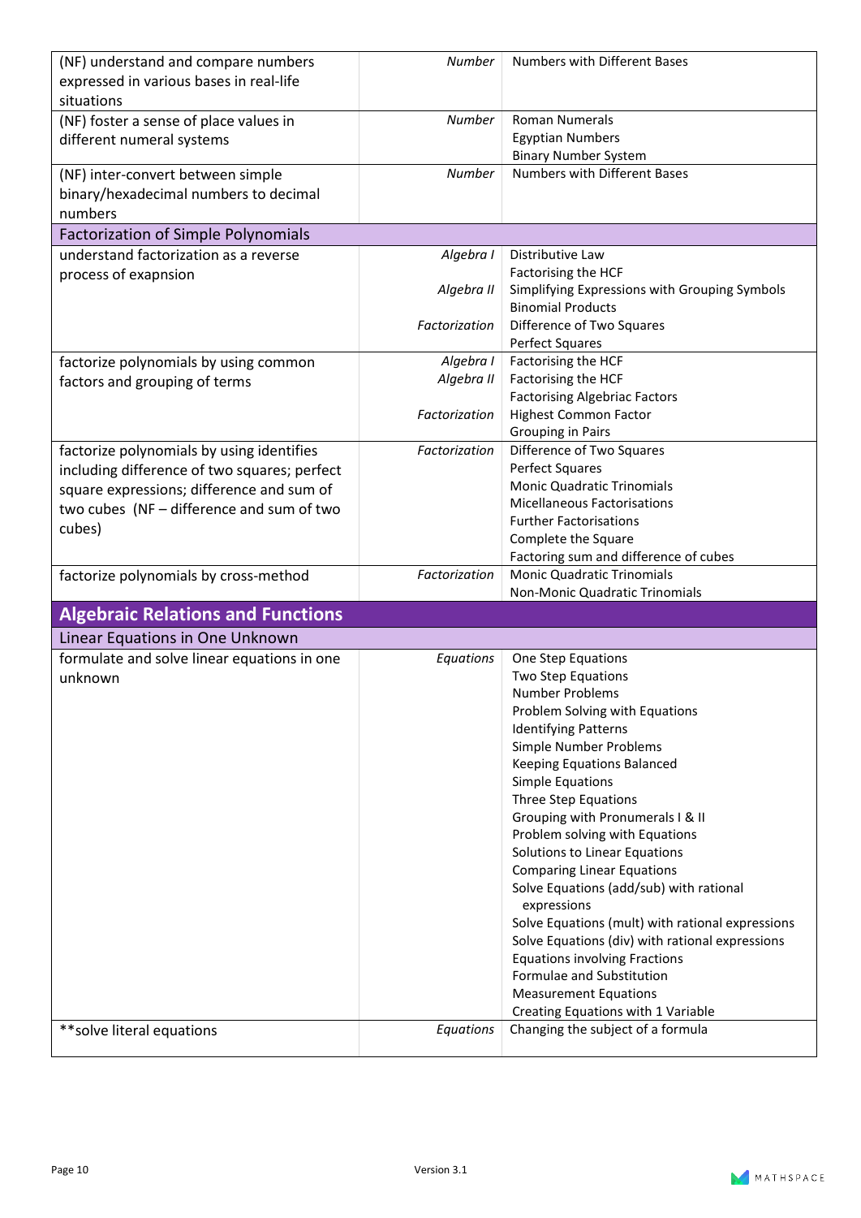| | | |
|---|---|---|
| (NF) understand and compare numbers expressed in various bases in real-life situations | *Number* | Numbers with Different Bases |
| (NF) foster a sense of place values in different numeral systems | *Number* | Roman Numerals<br>Egyptian Numbers<br>Binary Number System |
| (NF) inter-convert between simple binary/hexadecimal numbers to decimal numbers | *Number* | Numbers with Different Bases |
| **Factorization of Simple Polynomials** | | |
| understand factorization as a reverse process of exapnsion | *Algebra I*<br>*Algebra II*<br>*Factorization* | Distributive Law<br>Factorising the HCF<br>Simplifying Expressions with Grouping Symbols<br>Binomial Products<br>Difference of Two Squares<br>Perfect Squares |
| factorize polynomials by using common factors and grouping of terms | *Algebra I*<br>*Algebra II*<br>*Factorization* | Factorising the HCF<br>Factorising the HCF<br>Factorising Algebriac Factors<br>Highest Common Factor<br>Grouping in Pairs |
| factorize polynomials by using identifies including difference of two squares; perfect square expressions; difference and sum of two cubes (NF – difference and sum of two cubes) | *Factorization* | Difference of Two Squares<br>Perfect Squares<br>Monic Quadratic Trinomials<br>Micellaneous Factorisations<br>Further Factorisations<br>Complete the Square<br>Factoring sum and difference of cubes |
| factorize polynomials by cross-method | *Factorization* | Monic Quadratic Trinomials<br>Non-Monic Quadratic Trinomials |

## Algebraic Relations and Functions

| | | |
|---|---|---|
| **Linear Equations in One Unknown** | | |
| formulate and solve linear equations in one unknown | *Equations* | One Step Equations<br>Two Step Equations<br>Number Problems<br>Problem Solving with Equations<br>Identifying Patterns<br>Simple Number Problems<br>Keeping Equations Balanced<br>Simple Equations<br>Three Step Equations<br>Grouping with Pronumerals I & II<br>Problem solving with Equations<br>Solutions to Linear Equations<br>Comparing Linear Equations<br>Solve Equations (add/sub) with rational expressions<br>Solve Equations (mult) with rational expressions<br>Solve Equations (div) with rational expressions<br>Equations involving Fractions<br>Formulae and Substitution<br>Measurement Equations<br>Creating Equations with 1 Variable |
| **solve literal equations | *Equations* | Changing the subject of a formula |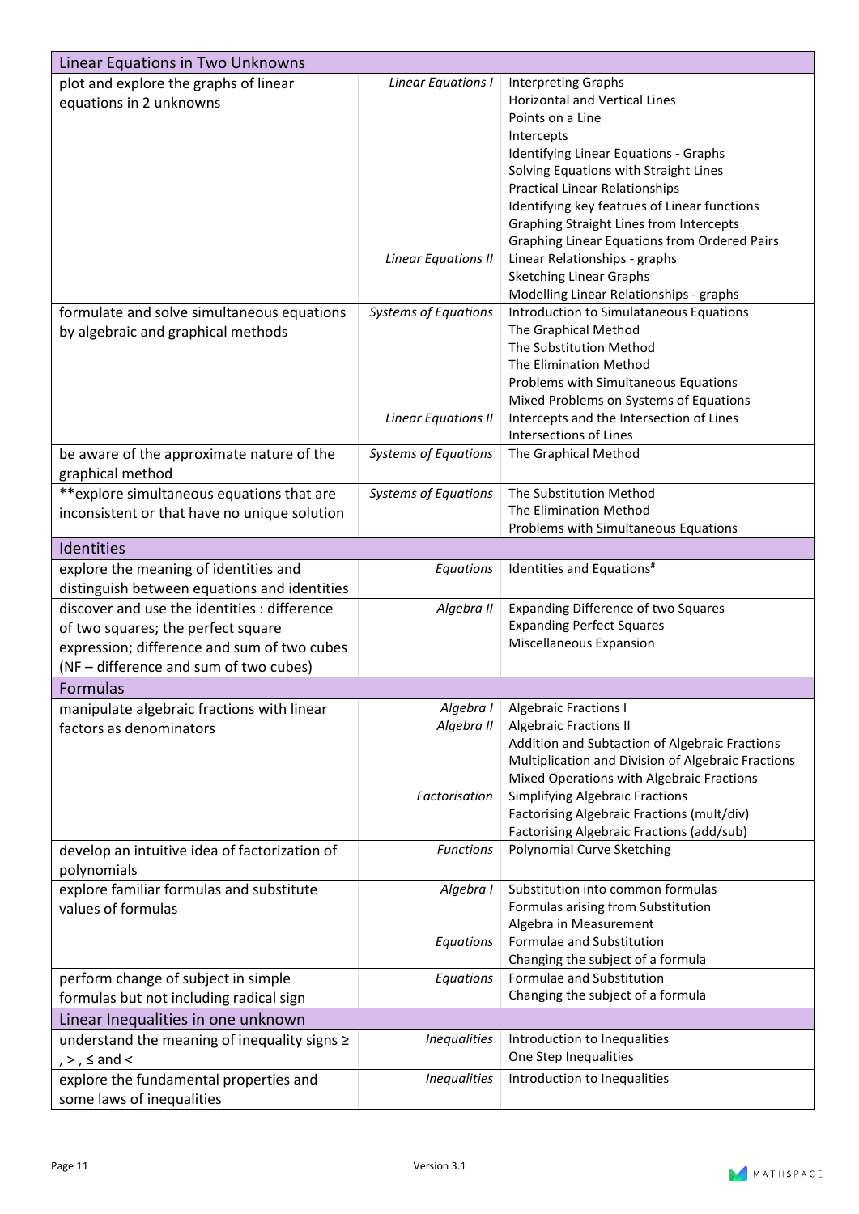| Linear Equations in Two Unknowns | | |
|---|---|---|
| plot and explore the graphs of linear equations in 2 unknowns | *Linear Equations I* | Interpreting Graphs<br>Horizontal and Vertical Lines<br>Points on a Line<br>Intercepts<br>Identifying Linear Equations - Graphs<br>Solving Equations with Straight Lines<br>Practical Linear Relationships<br>Identifying key featrues of Linear functions<br>Graphing Straight Lines from Intercepts<br>Graphing Linear Equations from Ordered Pairs |
| | *Linear Equations II* | Linear Relationships - graphs<br>Sketching Linear Graphs<br>Modelling Linear Relationships - graphs |
| formulate and solve simultaneous equations by algebraic and graphical methods | *Systems of Equations* | Introduction to Simulataneous Equations<br>The Graphical Method<br>The Substitution Method<br>The Elimination Method<br>Problems with Simultaneous Equations<br>Mixed Problems on Systems of Equations |
| | *Linear Equations II* | Intercepts and the Intersection of Lines<br>Intersections of Lines |
| be aware of the approximate nature of the graphical method | *Systems of Equations* | The Graphical Method |
| **explore simultaneous equations that are inconsistent or that have no unique solution | *Systems of Equations* | The Substitution Method<br>The Elimination Method<br>Problems with Simultaneous Equations |
| **Identities** | | |
| explore the meaning of identities and distinguish between equations and identities | *Equations* | Identities and Equations# |
| discover and use the identities : difference of two squares; the perfect square expression; difference and sum of two cubes (NF – difference and sum of two cubes) | *Algebra II* | Expanding Difference of two Squares<br>Expanding Perfect Squares<br>Miscellaneous Expansion |
| **Formulas** | | |
| manipulate algebraic fractions with linear factors as denominators | *Algebra I* | Algebraic Fractions I |
| | *Algebra II* | Algebraic Fractions II<br>Addition and Subtaction of Algebraic Fractions<br>Multiplication and Division of Algebraic Fractions<br>Mixed Operations with Algebraic Fractions |
| | *Factorisation* | Simplifying Algebraic Fractions<br>Factorising Algebraic Fractions (mult/div)<br>Factorising Algebraic Fractions (add/sub) |
| develop an intuitive idea of factorization of polynomials | *Functions* | Polynomial Curve Sketching |
| explore familiar formulas and substitute values of formulas | *Algebra I* | Substitution into common formulas<br>Formulas arising from Substitution<br>Algebra in Measurement |
| | *Equations* | Formulae and Substitution<br>Changing the subject of a formula |
| perform change of subject in simple formulas but not including radical sign | *Equations* | Formulae and Substitution<br>Changing the subject of a formula |
| **Linear Inequalities in one unknown** | | |
| understand the meaning of inequality signs ≥ , > , ≤ and < | *Inequalities* | Introduction to Inequalities<br>One Step Inequalities |
| explore the fundamental properties and some laws of inequalities | *Inequalities* | Introduction to Inequalities |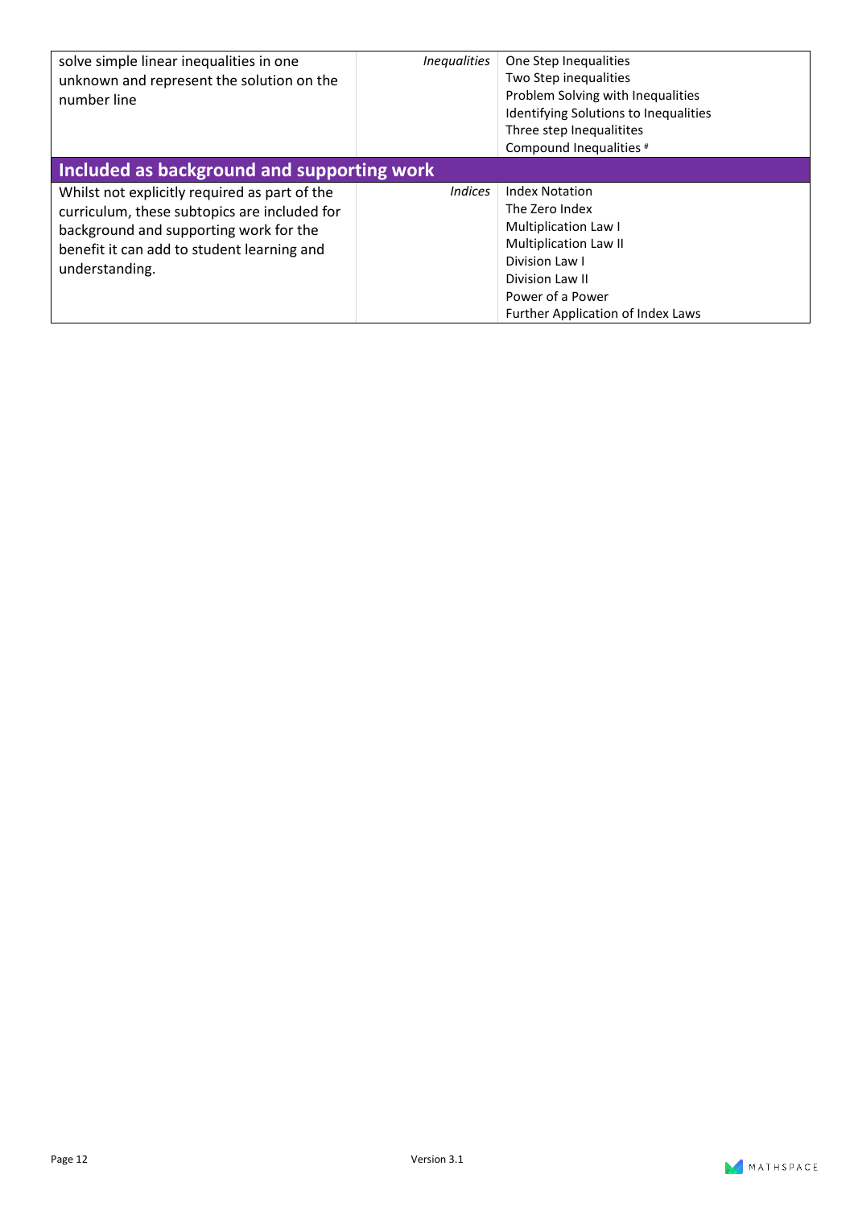| | | |
|---|---|---|
| solve simple linear inequalities in one unknown and represent the solution on the number line | *Inequalities* | One Step Inequalities<br>Two Step inequalities<br>Problem Solving with Inequalities<br>Identifying Solutions to Inequalities<br>Three step Inequalitites<br>Compound Inequalities # |
| **Included as background and supporting work** | | |
| Whilst not explicitly required as part of the curriculum, these subtopics are included for background and supporting work for the benefit it can add to student learning and understanding. | *Indices* | Index Notation<br>The Zero Index<br>Multiplication Law I<br>Multiplication Law II<br>Division Law I<br>Division Law II<br>Power of a Power<br>Further Application of Index Laws |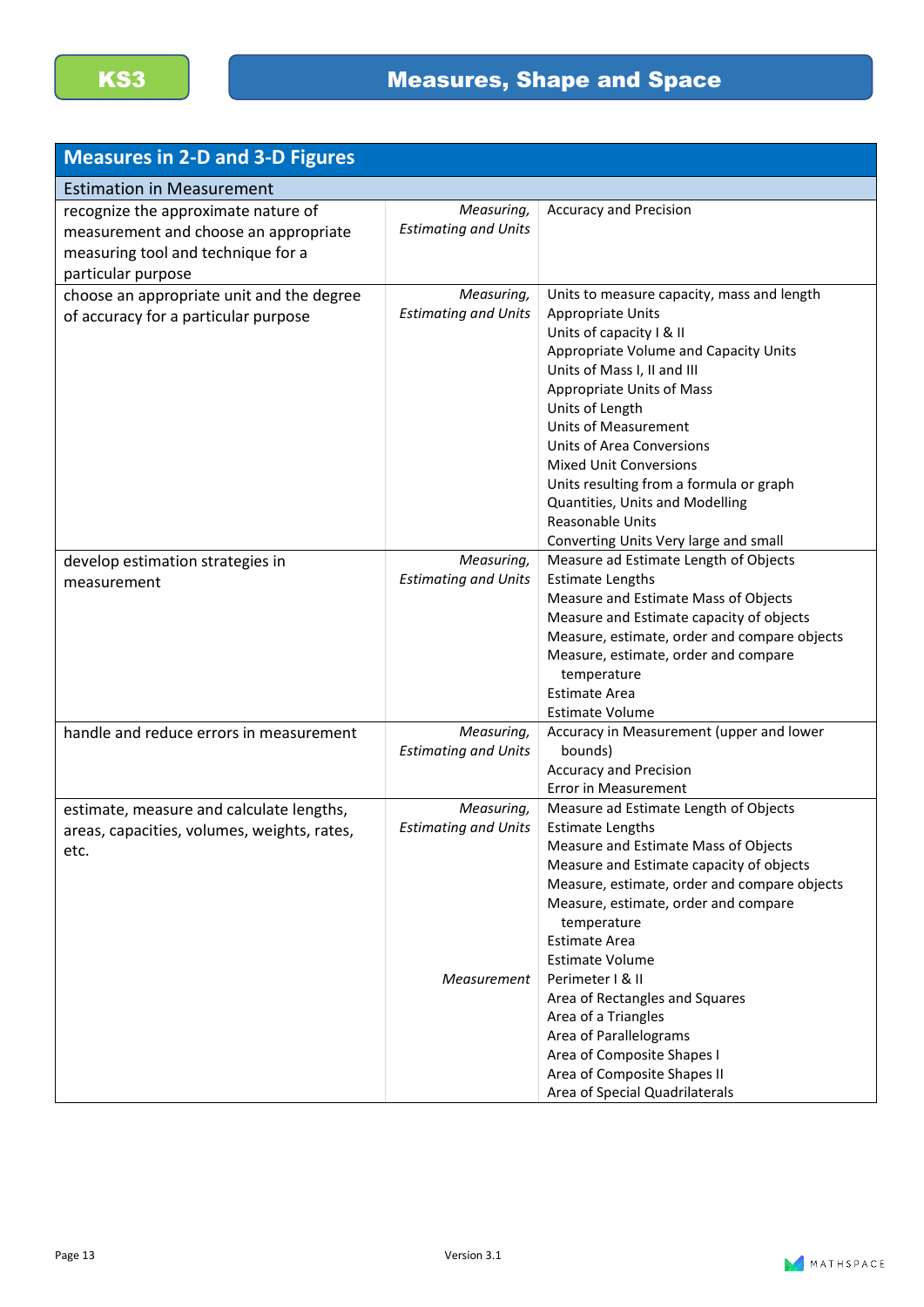**KS3** — **Measures, Shape and Space**

| Measures in 2-D and 3-D Figures | | |
|---|---|---|
| Estimation in Measurement | | |
| recognize the approximate nature of measurement and choose an appropriate measuring tool and technique for a particular purpose | *Measuring, Estimating and Units* | Accuracy and Precision |
| choose an appropriate unit and the degree of accuracy for a particular purpose | *Measuring, Estimating and Units* | Units to measure capacity, mass and length<br>Appropriate Units<br>Units of capacity I & II<br>Appropriate Volume and Capacity Units<br>Units of Mass I, II and III<br>Appropriate Units of Mass<br>Units of Length<br>Units of Measurement<br>Units of Area Conversions<br>Mixed Unit Conversions<br>Units resulting from a formula or graph<br>Quantities, Units and Modelling<br>Reasonable Units<br>Converting Units Very large and small |
| develop estimation strategies in measurement | *Measuring, Estimating and Units* | Measure ad Estimate Length of Objects<br>Estimate Lengths<br>Measure and Estimate Mass of Objects<br>Measure and Estimate capacity of objects<br>Measure, estimate, order and compare objects<br>Measure, estimate, order and compare temperature<br>Estimate Area<br>Estimate Volume |
| handle and reduce errors in measurement | *Measuring, Estimating and Units* | Accuracy in Measurement (upper and lower bounds)<br>Accuracy and Precision<br>Error in Measurement |
| estimate, measure and calculate lengths, areas, capacities, volumes, weights, rates, etc. | *Measuring, Estimating and Units* | Measure ad Estimate Length of Objects<br>Estimate Lengths<br>Measure and Estimate Mass of Objects<br>Measure and Estimate capacity of objects<br>Measure, estimate, order and compare objects<br>Measure, estimate, order and compare temperature<br>Estimate Area<br>Estimate Volume |
| | *Measurement* | Perimeter I & II<br>Area of Rectangles and Squares<br>Area of a Triangles<br>Area of Parallelograms<br>Area of Composite Shapes I<br>Area of Composite Shapes II<br>Area of Special Quadrilaterals |

Version 3.1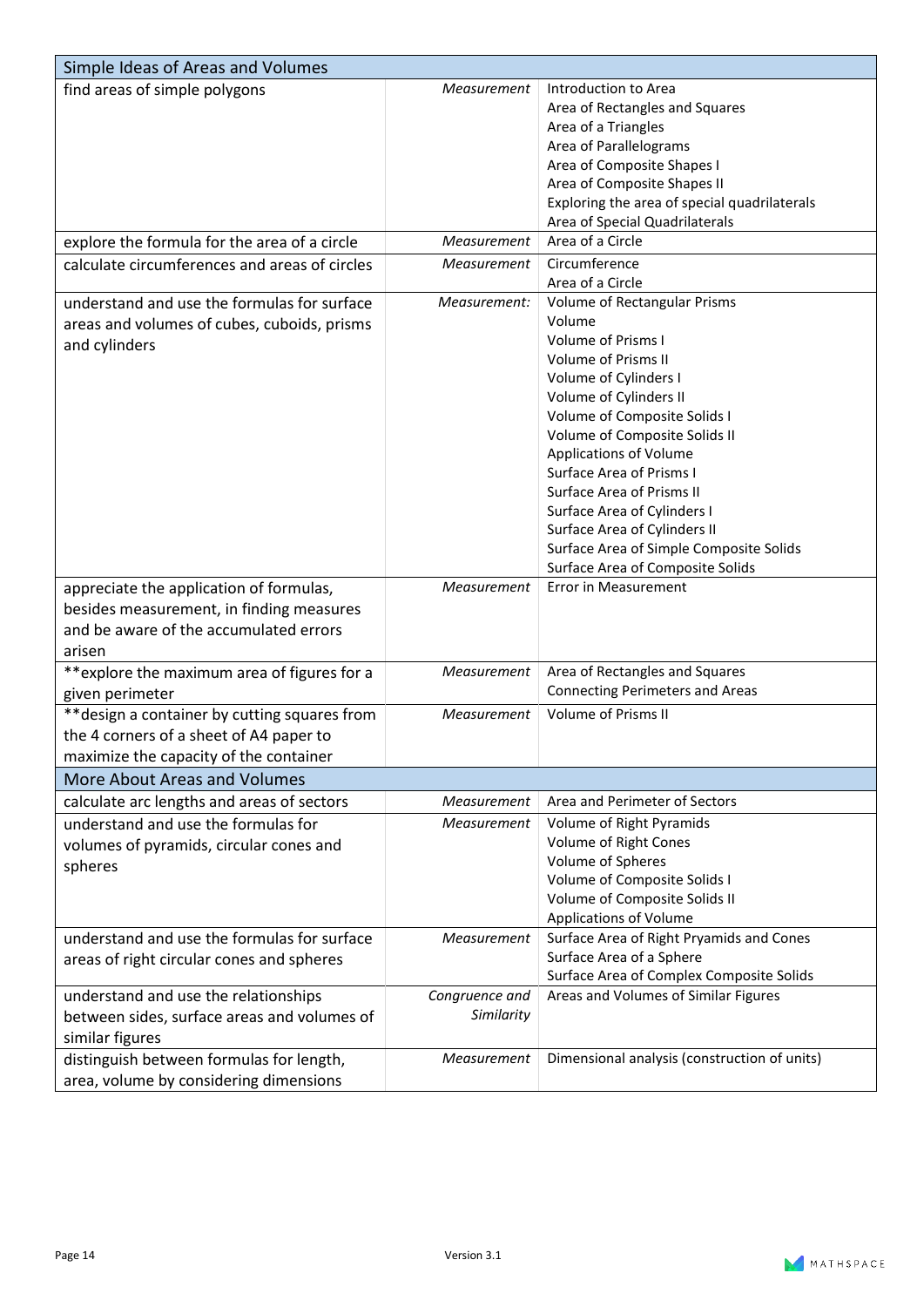| Simple Ideas of Areas and Volumes | | |
|---|---|---|
| find areas of simple polygons | *Measurement* | Introduction to Area<br>Area of Rectangles and Squares<br>Area of a Triangles<br>Area of Parallelograms<br>Area of Composite Shapes I<br>Area of Composite Shapes II<br>Exploring the area of special quadrilaterals<br>Area of Special Quadrilaterals |
| explore the formula for the area of a circle | *Measurement* | Area of a Circle |
| calculate circumferences and areas of circles | *Measurement* | Circumference<br>Area of a Circle |
| understand and use the formulas for surface areas and volumes of cubes, cuboids, prisms and cylinders | *Measurement:* | Volume of Rectangular Prisms<br>Volume<br>Volume of Prisms I<br>Volume of Prisms II<br>Volume of Cylinders I<br>Volume of Cylinders II<br>Volume of Composite Solids I<br>Volume of Composite Solids II<br>Applications of Volume<br>Surface Area of Prisms I<br>Surface Area of Prisms II<br>Surface Area of Cylinders I<br>Surface Area of Cylinders II<br>Surface Area of Simple Composite Solids<br>Surface Area of Composite Solids |
| appreciate the application of formulas, besides measurement, in finding measures and be aware of the accumulated errors arisen | *Measurement* | Error in Measurement |
| **explore the maximum area of figures for a given perimeter | *Measurement* | Area of Rectangles and Squares<br>Connecting Perimeters and Areas |
| **design a container by cutting squares from the 4 corners of a sheet of A4 paper to maximize the capacity of the container | *Measurement* | Volume of Prisms II |
| **More About Areas and Volumes** | | |
| calculate arc lengths and areas of sectors | *Measurement* | Area and Perimeter of Sectors |
| understand and use the formulas for volumes of pyramids, circular cones and spheres | *Measurement* | Volume of Right Pyramids<br>Volume of Right Cones<br>Volume of Spheres<br>Volume of Composite Solids I<br>Volume of Composite Solids II<br>Applications of Volume |
| understand and use the formulas for surface areas of right circular cones and spheres | *Measurement* | Surface Area of Right Pryamids and Cones<br>Surface Area of a Sphere<br>Surface Area of Complex Composite Solids |
| understand and use the relationships between sides, surface areas and volumes of similar figures | *Congruence and Similarity* | Areas and Volumes of Similar Figures |
| distinguish between formulas for length, area, volume by considering dimensions | *Measurement* | Dimensional analysis (construction of units) |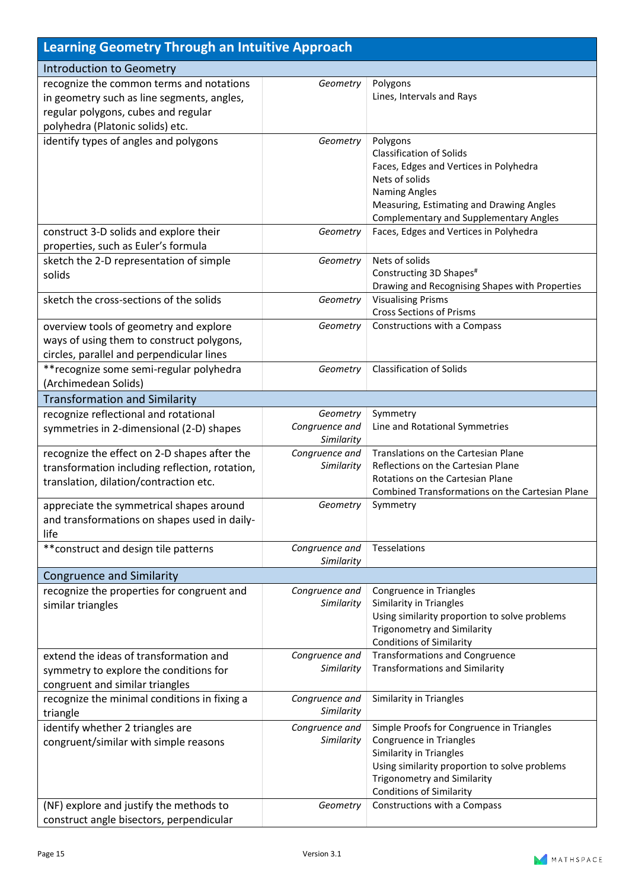| Learning Geometry Through an Intuitive Approach | | |
|---|---|---|
| **Introduction to Geometry** | | |
| recognize the common terms and notations in geometry such as line segments, angles, regular polygons, cubes and regular polyhedra (Platonic solids) etc. | *Geometry* | Polygons<br>Lines, Intervals and Rays |
| identify types of angles and polygons | *Geometry* | Polygons<br>Classification of Solids<br>Faces, Edges and Vertices in Polyhedra<br>Nets of solids<br>Naming Angles<br>Measuring, Estimating and Drawing Angles<br>Complementary and Supplementary Angles |
| construct 3-D solids and explore their properties, such as Euler's formula | *Geometry* | Faces, Edges and Vertices in Polyhedra |
| sketch the 2-D representation of simple solids | *Geometry* | Nets of solids<br>Constructing 3D Shapes#<br>Drawing and Recognising Shapes with Properties |
| sketch the cross-sections of the solids | *Geometry* | Visualising Prisms<br>Cross Sections of Prisms |
| overview tools of geometry and explore ways of using them to construct polygons, circles, parallel and perpendicular lines | *Geometry* | Constructions with a Compass |
| **recognize some semi-regular polyhedra (Archimedean Solids) | *Geometry* | Classification of Solids |
| **Transformation and Similarity** | | |
| recognize reflectional and rotational symmetries in 2-dimensional (2-D) shapes | *Geometry*<br>*Congruence and Similarity* | Symmetry<br>Line and Rotational Symmetries |
| recognize the effect on 2-D shapes after the transformation including reflection, rotation, translation, dilation/contraction etc. | *Congruence and Similarity* | Translations on the Cartesian Plane<br>Reflections on the Cartesian Plane<br>Rotations on the Cartesian Plane<br>Combined Transformations on the Cartesian Plane |
| appreciate the symmetrical shapes around and transformations on shapes used in daily-life | *Geometry* | Symmetry |
| **construct and design tile patterns | *Congruence and Similarity* | Tesselations |
| **Congruence and Similarity** | | |
| recognize the properties for congruent and similar triangles | *Congruence and Similarity* | Congruence in Triangles<br>Similarity in Triangles<br>Using similarity proportion to solve problems<br>Trigonometry and Similarity<br>Conditions of Similarity |
| extend the ideas of transformation and symmetry to explore the conditions for congruent and similar triangles | *Congruence and Similarity* | Transformations and Congruence<br>Transformations and Similarity |
| recognize the minimal conditions in fixing a triangle | *Congruence and Similarity* | Similarity in Triangles |
| identify whether 2 triangles are congruent/similar with simple reasons | *Congruence and Similarity* | Simple Proofs for Congruence in Triangles<br>Congruence in Triangles<br>Similarity in Triangles<br>Using similarity proportion to solve problems<br>Trigonometry and Similarity<br>Conditions of Similarity |
| (NF) explore and justify the methods to construct angle bisectors, perpendicular | *Geometry* | Constructions with a Compass |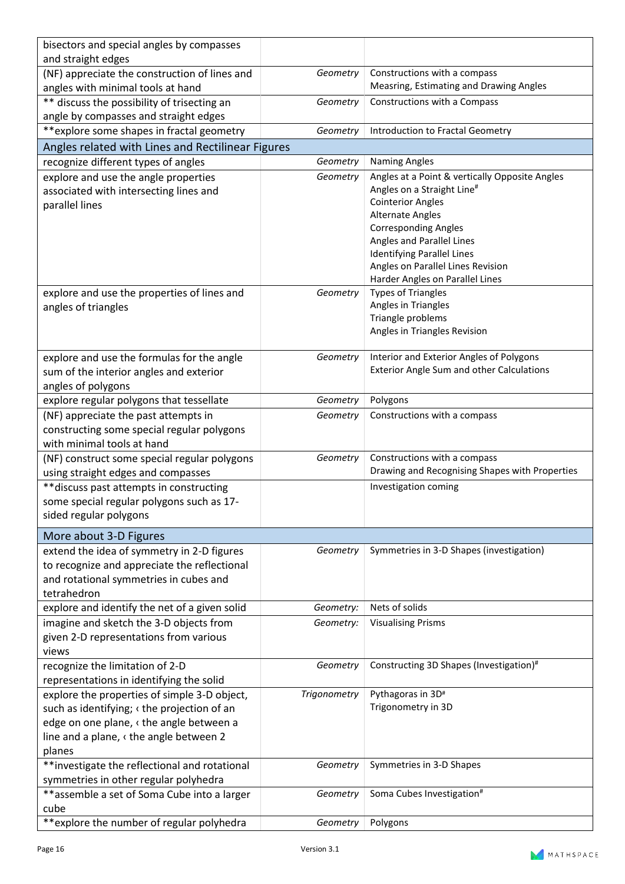| | | |
|---|---|---|
| bisectors and special angles by compasses and straight edges | | |
| (NF) appreciate the construction of lines and angles with minimal tools at hand | *Geometry* | Constructions with a compass<br>Measring, Estimating and Drawing Angles |
| ** discuss the possibility of trisecting an angle by compasses and straight edges | *Geometry* | Constructions with a Compass |
| **explore some shapes in fractal geometry | *Geometry* | Introduction to Fractal Geometry |
| **Angles related with Lines and Rectilinear Figures** | | |
| recognize different types of angles | *Geometry* | Naming Angles |
| explore and use the angle properties associated with intersecting lines and parallel lines | *Geometry* | Angles at a Point & vertically Opposite Angles<br>Angles on a Straight Line#<br>Cointerior Angles<br>Alternate Angles<br>Corresponding Angles<br>Angles and Parallel Lines<br>Identifying Parallel Lines<br>Angles on Parallel Lines Revision<br>Harder Angles on Parallel Lines |
| explore and use the properties of lines and angles of triangles | *Geometry* | Types of Triangles<br>Angles in Triangles<br>Triangle problems<br>Angles in Triangles Revision |
| explore and use the formulas for the angle sum of the interior angles and exterior angles of polygons | *Geometry* | Interior and Exterior Angles of Polygons<br>Exterior Angle Sum and other Calculations |
| explore regular polygons that tessellate | *Geometry* | Polygons |
| (NF) appreciate the past attempts in constructing some special regular polygons with minimal tools at hand | *Geometry* | Constructions with a compass |
| (NF) construct some special regular polygons using straight edges and compasses | *Geometry* | Constructions with a compass<br>Drawing and Recognising Shapes with Properties |
| **discuss past attempts in constructing some special regular polygons such as 17-sided regular polygons | | Investigation coming |
| **More about 3-D Figures** | | |
| extend the idea of symmetry in 2-D figures to recognize and appreciate the reflectional and rotational symmetries in cubes and tetrahedron | *Geometry* | Symmetries in 3-D Shapes (investigation) |
| explore and identify the net of a given solid | *Geometry:* | Nets of solids |
| imagine and sketch the 3-D objects from given 2-D representations from various views | *Geometry:* | Visualising Prisms |
| recognize the limitation of 2-D representations in identifying the solid | *Geometry* | Constructing 3D Shapes (Investigation)# |
| explore the properties of simple 3-D object, such as identifying; ‹ the projection of an edge on one plane, ‹ the angle between a line and a plane, ‹ the angle between 2 planes | *Trigonometry* | Pythagoras in 3D#<br>Trigonometry in 3D |
| **investigate the reflectional and rotational symmetries in other regular polyhedra | *Geometry* | Symmetries in 3-D Shapes |
| **assemble a set of Soma Cube into a larger cube | *Geometry* | Soma Cubes Investigation# |
| **explore the number of regular polyhedra | *Geometry* | Polygons |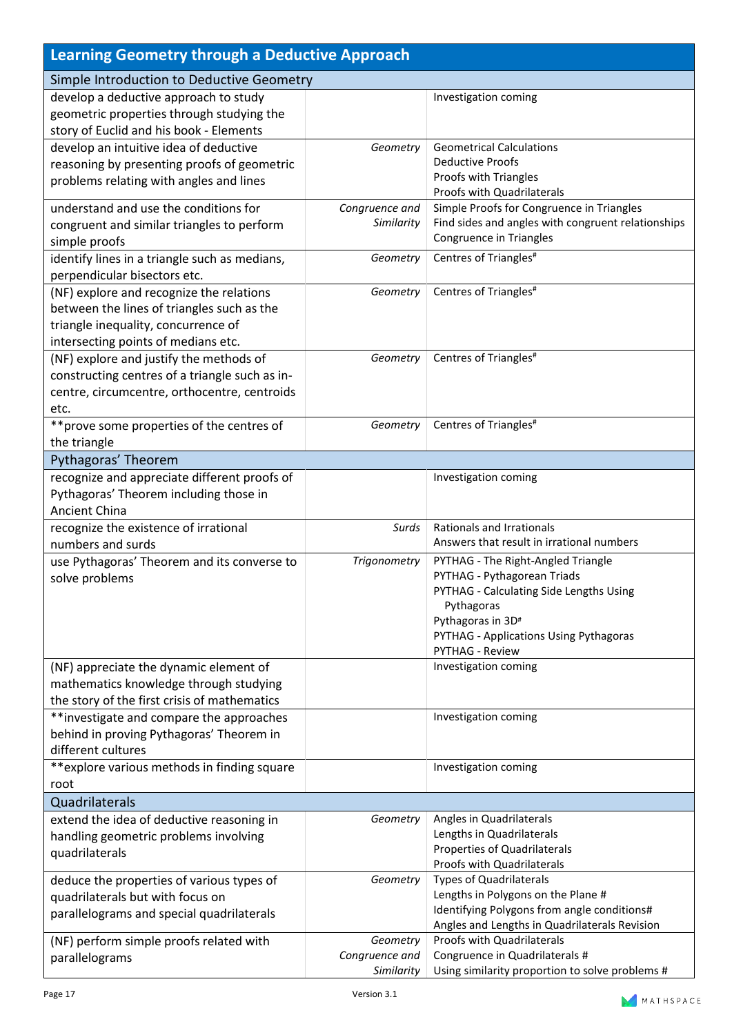| Learning Geometry through a Deductive Approach | | |
|---|---|---|
| **Simple Introduction to Deductive Geometry** | | |
| develop a deductive approach to study geometric properties through studying the story of Euclid and his book - Elements | | Investigation coming |
| develop an intuitive idea of deductive reasoning by presenting proofs of geometric problems relating with angles and lines | *Geometry* | Geometrical Calculations<br>Deductive Proofs<br>Proofs with Triangles<br>Proofs with Quadrilaterals |
| understand and use the conditions for congruent and similar triangles to perform simple proofs | *Congruence and Similarity* | Simple Proofs for Congruence in Triangles<br>Find sides and angles with congruent relationships<br>Congruence in Triangles |
| identify lines in a triangle such as medians, perpendicular bisectors etc. | *Geometry* | Centres of Triangles# |
| (NF) explore and recognize the relations between the lines of triangles such as the triangle inequality, concurrence of intersecting points of medians etc. | *Geometry* | Centres of Triangles# |
| (NF) explore and justify the methods of constructing centres of a triangle such as in-centre, circumcentre, orthocentre, centroids etc. | *Geometry* | Centres of Triangles# |
| **prove some properties of the centres of the triangle | *Geometry* | Centres of Triangles# |
| **Pythagoras' Theorem** | | |
| recognize and appreciate different proofs of Pythagoras' Theorem including those in Ancient China | | Investigation coming |
| recognize the existence of irrational numbers and surds | *Surds* | Rationals and Irrationals<br>Answers that result in irrational numbers |
| use Pythagoras' Theorem and its converse to solve problems | *Trigonometry* | PYTHAG - The Right-Angled Triangle<br>PYTHAG - Pythagorean Triads<br>PYTHAG - Calculating Side Lengths Using Pythagoras<br>Pythagoras in 3D#<br>PYTHAG - Applications Using Pythagoras<br>PYTHAG - Review |
| (NF) appreciate the dynamic element of mathematics knowledge through studying the story of the first crisis of mathematics | | Investigation coming |
| **investigate and compare the approaches behind in proving Pythagoras' Theorem in different cultures | | Investigation coming |
| **explore various methods in finding square root | | Investigation coming |
| **Quadrilaterals** | | |
| extend the idea of deductive reasoning in handling geometric problems involving quadrilaterals | *Geometry* | Angles in Quadrilaterals<br>Lengths in Quadrilaterals<br>Properties of Quadrilaterals<br>Proofs with Quadrilaterals |
| deduce the properties of various types of quadrilaterals but with focus on parallelograms and special quadrilaterals | *Geometry* | Types of Quadrilaterals<br>Lengths in Polygons on the Plane #<br>Identifying Polygons from angle conditions#<br>Angles and Lengths in Quadrilaterals Revision |
| (NF) perform simple proofs related with parallelograms | *Geometry*<br>*Congruence and Similarity* | Proofs with Quadrilaterals<br>Congruence in Quadrilaterals #<br>Using similarity proportion to solve problems # |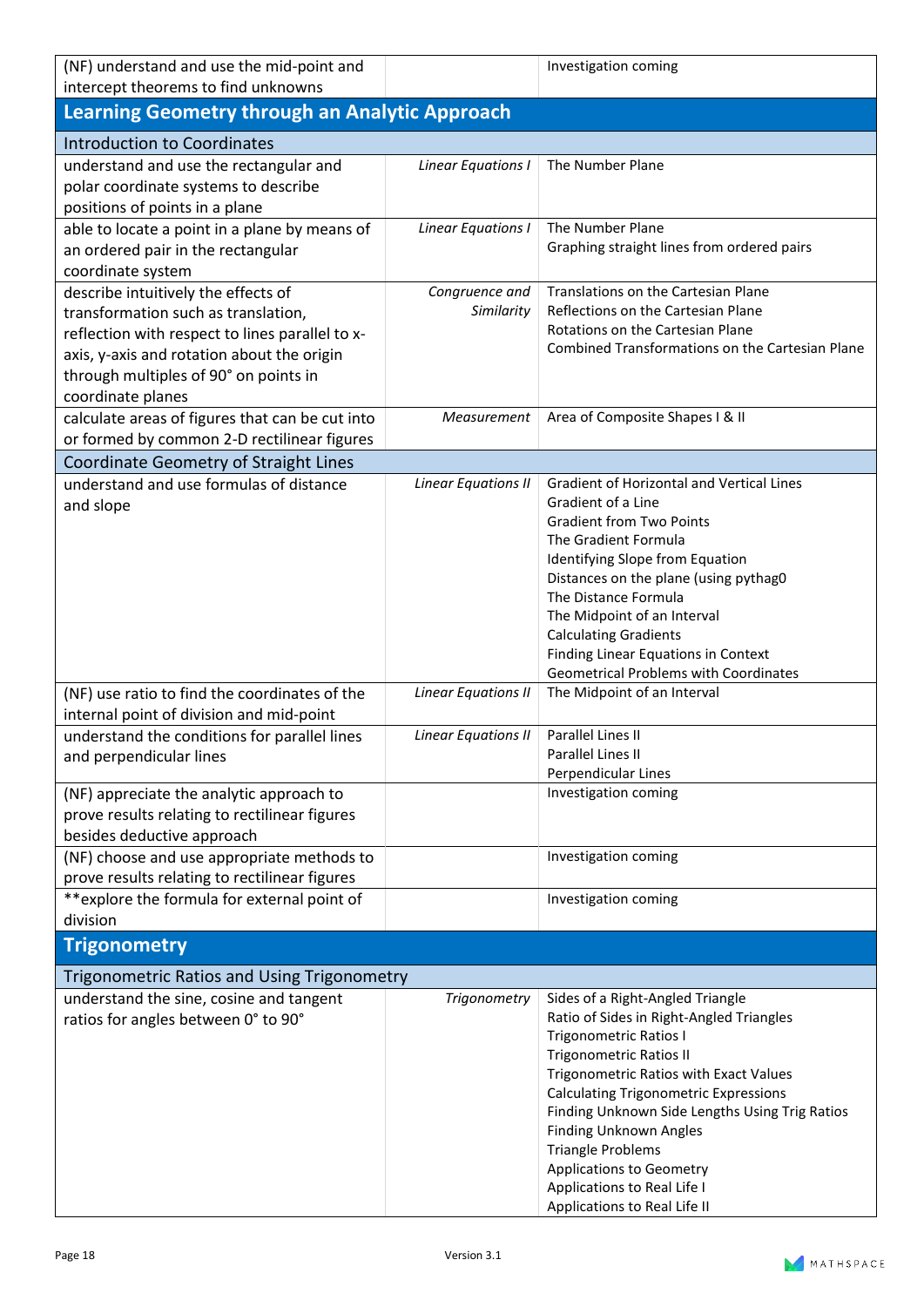| | | |
|---|---|---|
| (NF) understand and use the mid-point and intercept theorems to find unknowns | | Investigation coming |
| **Learning Geometry through an Analytic Approach** | | |
| Introduction to Coordinates | | |
| understand and use the rectangular and polar coordinate systems to describe positions of points in a plane | *Linear Equations I* | The Number Plane |
| able to locate a point in a plane by means of an ordered pair in the rectangular coordinate system | *Linear Equations I* | The Number Plane<br>Graphing straight lines from ordered pairs |
| describe intuitively the effects of transformation such as translation, reflection with respect to lines parallel to x-axis, y-axis and rotation about the origin through multiples of 90° on points in coordinate planes | *Congruence and Similarity* | Translations on the Cartesian Plane<br>Reflections on the Cartesian Plane<br>Rotations on the Cartesian Plane<br>Combined Transformations on the Cartesian Plane |
| calculate areas of figures that can be cut into or formed by common 2-D rectilinear figures | *Measurement* | Area of Composite Shapes I & II |
| Coordinate Geometry of Straight Lines | | |
| understand and use formulas of distance and slope | *Linear Equations II* | Gradient of Horizontal and Vertical Lines<br>Gradient of a Line<br>Gradient from Two Points<br>The Gradient Formula<br>Identifying Slope from Equation<br>Distances on the plane (using pythag0<br>The Distance Formula<br>The Midpoint of an Interval<br>Calculating Gradients<br>Finding Linear Equations in Context<br>Geometrical Problems with Coordinates |
| (NF) use ratio to find the coordinates of the internal point of division and mid-point | *Linear Equations II* | The Midpoint of an Interval |
| understand the conditions for parallel lines and perpendicular lines | *Linear Equations II* | Parallel Lines II<br>Parallel Lines II<br>Perpendicular Lines |
| (NF) appreciate the analytic approach to prove results relating to rectilinear figures besides deductive approach | | Investigation coming |
| (NF) choose and use appropriate methods to prove results relating to rectilinear figures | | Investigation coming |
| **explore the formula for external point of division | | Investigation coming |
| **Trigonometry** | | |
| Trigonometric Ratios and Using Trigonometry | | |
| understand the sine, cosine and tangent ratios for angles between 0° to 90° | *Trigonometry* | Sides of a Right-Angled Triangle<br>Ratio of Sides in Right-Angled Triangles<br>Trigonometric Ratios I<br>Trigonometric Ratios II<br>Trigonometric Ratios with Exact Values<br>Calculating Trigonometric Expressions<br>Finding Unknown Side Lengths Using Trig Ratios<br>Finding Unknown Angles<br>Triangle Problems<br>Applications to Geometry<br>Applications to Real Life I<br>Applications to Real Life II |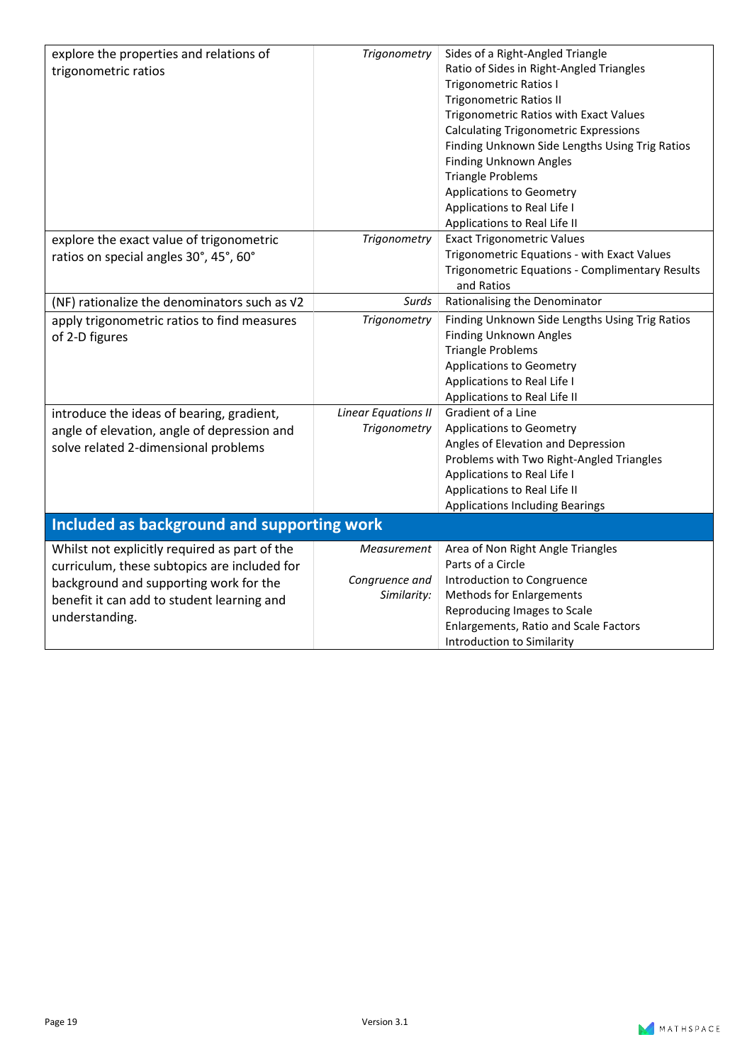| | | |
|---|---|---|
| explore the properties and relations of trigonometric ratios | *Trigonometry* | Sides of a Right-Angled Triangle<br>Ratio of Sides in Right-Angled Triangles<br>Trigonometric Ratios I<br>Trigonometric Ratios II<br>Trigonometric Ratios with Exact Values<br>Calculating Trigonometric Expressions<br>Finding Unknown Side Lengths Using Trig Ratios<br>Finding Unknown Angles<br>Triangle Problems<br>Applications to Geometry<br>Applications to Real Life I<br>Applications to Real Life II |
| explore the exact value of trigonometric ratios on special angles 30°, 45°, 60° | *Trigonometry* | Exact Trigonometric Values<br>Trigonometric Equations - with Exact Values<br>Trigonometric Equations - Complimentary Results and Ratios |
| (NF) rationalize the denominators such as √2 | *Surds* | Rationalising the Denominator |
| apply trigonometric ratios to find measures of 2-D figures | *Trigonometry* | Finding Unknown Side Lengths Using Trig Ratios<br>Finding Unknown Angles<br>Triangle Problems<br>Applications to Geometry<br>Applications to Real Life I<br>Applications to Real Life II |
| introduce the ideas of bearing, gradient, angle of elevation, angle of depression and solve related 2-dimensional problems | *Linear Equations II*<br>*Trigonometry* | Gradient of a Line<br>Applications to Geometry<br>Angles of Elevation and Depression<br>Problems with Two Right-Angled Triangles<br>Applications to Real Life I<br>Applications to Real Life II<br>Applications Including Bearings |
| **Included as background and supporting work** | | |
| Whilst not explicitly required as part of the curriculum, these subtopics are included for background and supporting work for the benefit it can add to student learning and understanding. | *Measurement*<br><br>*Congruence and Similarity:* | Area of Non Right Angle Triangles<br>Parts of a Circle<br>Introduction to Congruence<br>Methods for Enlargements<br>Reproducing Images to Scale<br>Enlargements, Ratio and Scale Factors<br>Introduction to Similarity |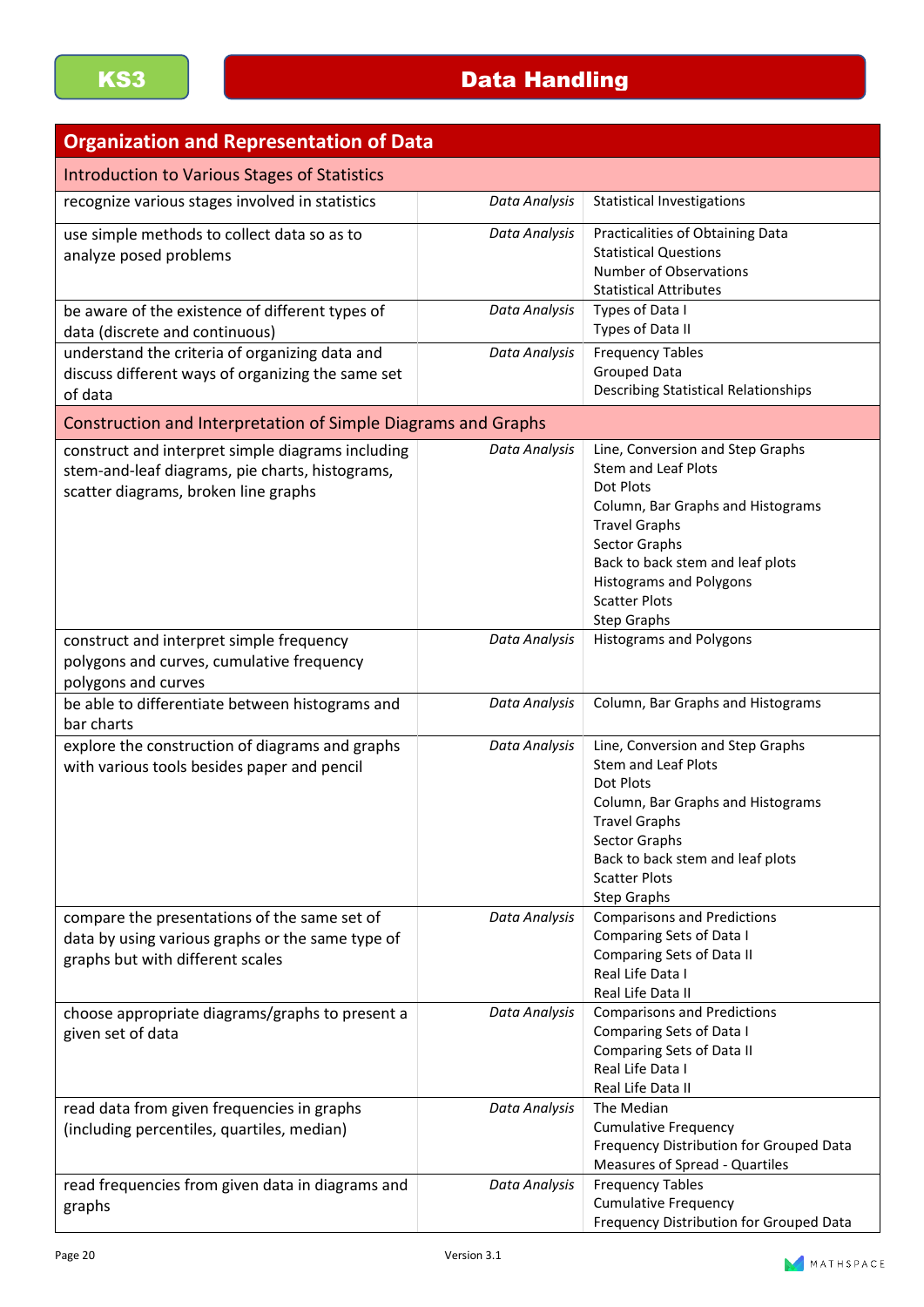**KS3** | **Data Handling**

| Organization and Representation of Data | | |
|---|---|---|
| **Introduction to Various Stages of Statistics** | | |
| recognize various stages involved in statistics | *Data Analysis* | Statistical Investigations |
| use simple methods to collect data so as to analyze posed problems | *Data Analysis* | Practicalities of Obtaining Data<br>Statistical Questions<br>Number of Observations<br>Statistical Attributes |
| be aware of the existence of different types of data (discrete and continuous) | *Data Analysis* | Types of Data I<br>Types of Data II |
| understand the criteria of organizing data and discuss different ways of organizing the same set of data | *Data Analysis* | Frequency Tables<br>Grouped Data<br>Describing Statistical Relationships |
| **Construction and Interpretation of Simple Diagrams and Graphs** | | |
| construct and interpret simple diagrams including stem-and-leaf diagrams, pie charts, histograms, scatter diagrams, broken line graphs | *Data Analysis* | Line, Conversion and Step Graphs<br>Stem and Leaf Plots<br>Dot Plots<br>Column, Bar Graphs and Histograms<br>Travel Graphs<br>Sector Graphs<br>Back to back stem and leaf plots<br>Histograms and Polygons<br>Scatter Plots<br>Step Graphs |
| construct and interpret simple frequency polygons and curves, cumulative frequency polygons and curves | *Data Analysis* | Histograms and Polygons |
| be able to differentiate between histograms and bar charts | *Data Analysis* | Column, Bar Graphs and Histograms |
| explore the construction of diagrams and graphs with various tools besides paper and pencil | *Data Analysis* | Line, Conversion and Step Graphs<br>Stem and Leaf Plots<br>Dot Plots<br>Column, Bar Graphs and Histograms<br>Travel Graphs<br>Sector Graphs<br>Back to back stem and leaf plots<br>Scatter Plots<br>Step Graphs |
| compare the presentations of the same set of data by using various graphs or the same type of graphs but with different scales | *Data Analysis* | Comparisons and Predictions<br>Comparing Sets of Data I<br>Comparing Sets of Data II<br>Real Life Data I<br>Real Life Data II |
| choose appropriate diagrams/graphs to present a given set of data | *Data Analysis* | Comparisons and Predictions<br>Comparing Sets of Data I<br>Comparing Sets of Data II<br>Real Life Data I<br>Real Life Data II |
| read data from given frequencies in graphs (including percentiles, quartiles, median) | *Data Analysis* | The Median<br>Cumulative Frequency<br>Frequency Distribution for Grouped Data<br>Measures of Spread - Quartiles |
| read frequencies from given data in diagrams and graphs | *Data Analysis* | Frequency Tables<br>Cumulative Frequency<br>Frequency Distribution for Grouped Data |

Version 3.1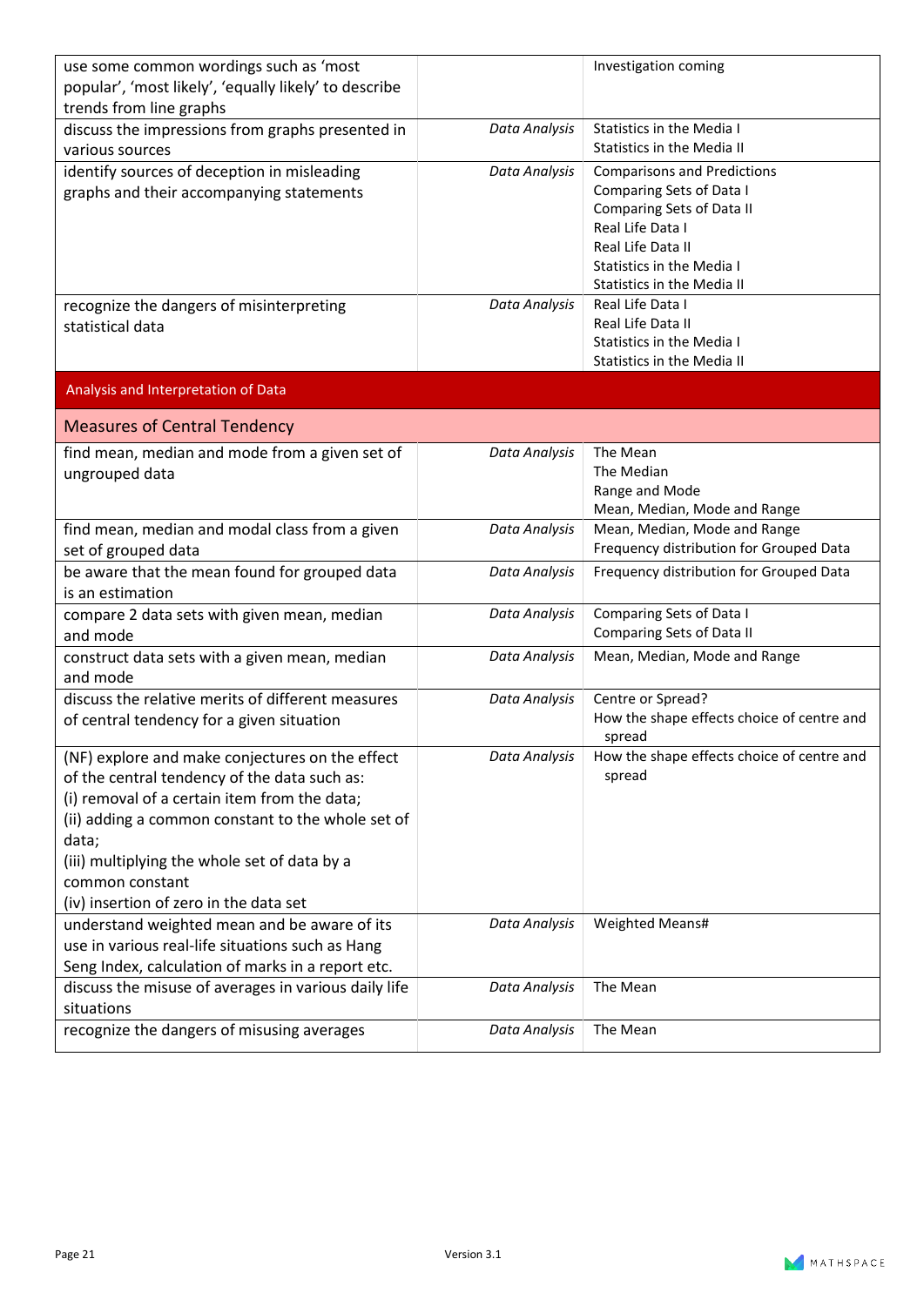| | | |
|---|---|---|
| use some common wordings such as 'most popular', 'most likely', 'equally likely' to describe trends from line graphs | | Investigation coming |
| discuss the impressions from graphs presented in various sources | *Data Analysis* | Statistics in the Media I<br>Statistics in the Media II |
| identify sources of deception in misleading graphs and their accompanying statements | *Data Analysis* | Comparisons and Predictions<br>Comparing Sets of Data I<br>Comparing Sets of Data II<br>Real Life Data I<br>Real Life Data II<br>Statistics in the Media I<br>Statistics in the Media II |
| recognize the dangers of misinterpreting statistical data | *Data Analysis* | Real Life Data I<br>Real Life Data II<br>Statistics in the Media I<br>Statistics in the Media II |
| **Analysis and Interpretation of Data** | | |
| **Measures of Central Tendency** | | |
| find mean, median and mode from a given set of ungrouped data | *Data Analysis* | The Mean<br>The Median<br>Range and Mode<br>Mean, Median, Mode and Range |
| find mean, median and modal class from a given set of grouped data | *Data Analysis* | Mean, Median, Mode and Range<br>Frequency distribution for Grouped Data |
| be aware that the mean found for grouped data is an estimation | *Data Analysis* | Frequency distribution for Grouped Data |
| compare 2 data sets with given mean, median and mode | *Data Analysis* | Comparing Sets of Data I<br>Comparing Sets of Data II |
| construct data sets with a given mean, median and mode | *Data Analysis* | Mean, Median, Mode and Range |
| discuss the relative merits of different measures of central tendency for a given situation | *Data Analysis* | Centre or Spread?<br>How the shape effects choice of centre and spread |
| (NF) explore and make conjectures on the effect of the central tendency of the data such as:<br>(i) removal of a certain item from the data;<br>(ii) adding a common constant to the whole set of data;<br>(iii) multiplying the whole set of data by a common constant<br>(iv) insertion of zero in the data set | *Data Analysis* | How the shape effects choice of centre and spread |
| understand weighted mean and be aware of its use in various real-life situations such as Hang Seng Index, calculation of marks in a report etc. | *Data Analysis* | Weighted Means# |
| discuss the misuse of averages in various daily life situations | *Data Analysis* | The Mean |
| recognize the dangers of misusing averages | *Data Analysis* | The Mean |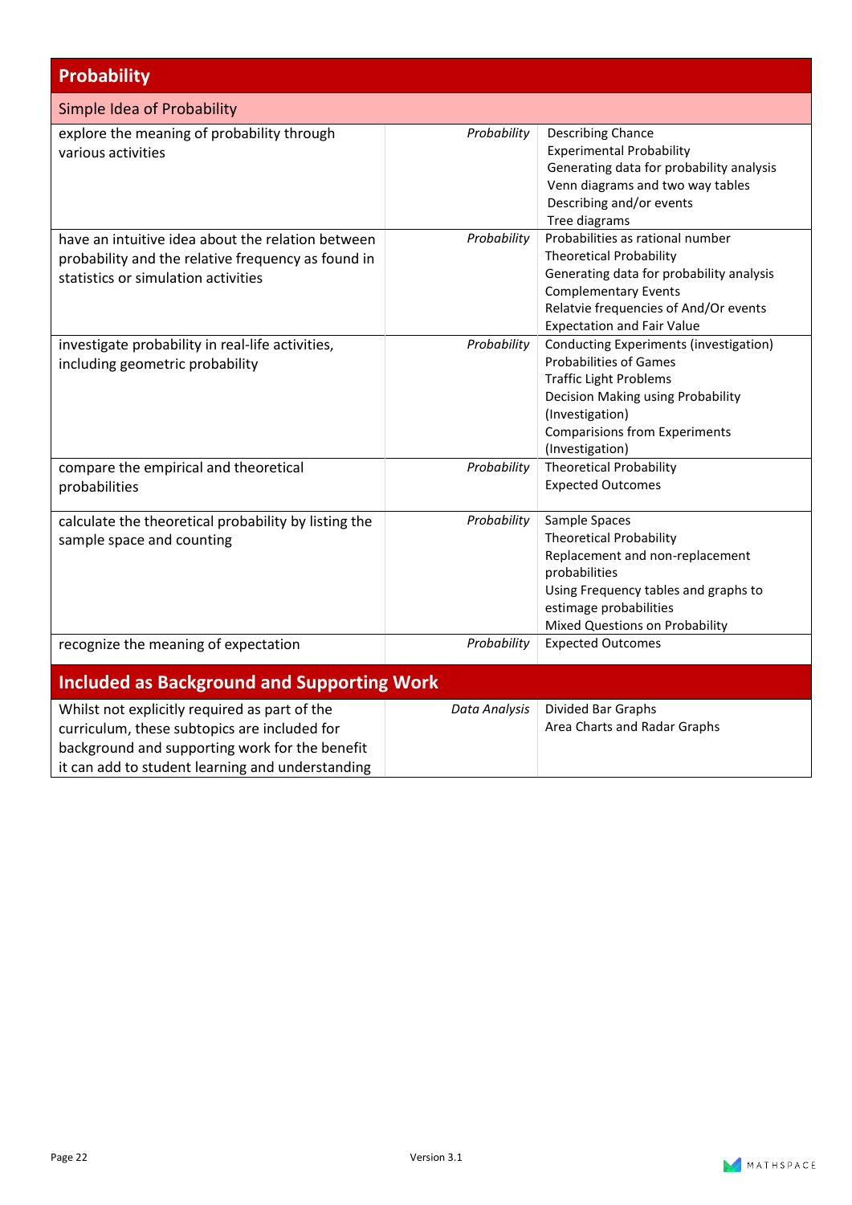## Probability

### Simple Idea of Probability

| | | |
|---|---|---|
| explore the meaning of probability through various activities | *Probability* | Describing Chance<br>Experimental Probability<br>Generating data for probability analysis<br>Venn diagrams and two way tables<br>Describing and/or events<br>Tree diagrams |
| have an intuitive idea about the relation between probability and the relative frequency as found in statistics or simulation activities | *Probability* | Probabilities as rational number<br>Theoretical Probability<br>Generating data for probability analysis<br>Complementary Events<br>Relatvie frequencies of And/Or events<br>Expectation and Fair Value |
| investigate probability in real-life activities, including geometric probability | *Probability* | Conducting Experiments (investigation)<br>Probabilities of Games<br>Traffic Light Problems<br>Decision Making using Probability (Investigation)<br>Comparisions from Experiments (Investigation) |
| compare the empirical and theoretical probabilities | *Probability* | Theoretical Probability<br>Expected Outcomes |
| calculate the theoretical probability by listing the sample space and counting | *Probability* | Sample Spaces<br>Theoretical Probability<br>Replacement and non-replacement probabilities<br>Using Frequency tables and graphs to estimage probabilities<br>Mixed Questions on Probability |
| recognize the meaning of expectation | *Probability* | Expected Outcomes |

## Included as Background and Supporting Work

| | | |
|---|---|---|
| Whilst not explicitly required as part of the curriculum, these subtopics are included for background and supporting work for the benefit it can add to student learning and understanding | *Data Analysis* | Divided Bar Graphs<br>Area Charts and Radar Graphs |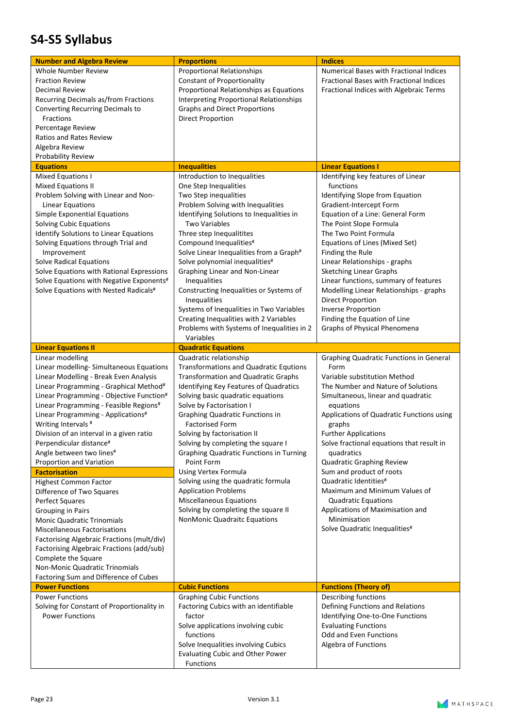# S4-S5 Syllabus

| Number and Algebra Review | Proportions | Indices |
|---|---|---|
| Whole Number Review<br>Fraction Review<br>Decimal Review<br>Recurring Decimals as/from Fractions<br>Converting Recurring Decimals to Fractions<br>Percentage Review<br>Ratios and Rates Review<br>Algebra Review<br>Probability Review | Proportional Relationships<br>Constant of Proportionality<br>Proportional Relationships as Equations<br>Interpreting Proportional Relationships<br>Graphs and Direct Proportions<br>Direct Proportion | Numerical Bases with Fractional Indices<br>Fractional Bases with Fractional Indices<br>Fractional Indices with Algebraic Terms |
| **Equations** | **Inequalities** | **Linear Equations I** |
| Mixed Equations I<br>Mixed Equations II<br>Problem Solving with Linear and Non-Linear Equations<br>Simple Exponential Equations<br>Solving Cubic Equations<br>Identify Solutions to Linear Equations<br>Solving Equations through Trial and Improvement<br>Solve Radical Equations<br>Solve Equations with Rational Expressions<br>Solve Equations with Negative Exponents#<br>Solve Equations with Nested Radicals# | Introduction to Inequalities<br>One Step Inequalities<br>Two Step inequalities<br>Problem Solving with Inequalities<br>Identifying Solutions to Inequalities in Two Variables<br>Three step Inequalitites<br>Compound Inequalities#<br>Solve Linear Inequalities from a Graph#<br>Solve polynomial inequalities#<br>Graphing Linear and Non-Linear Inequalities<br>Constructing Inequalities or Systems of Inequalities<br>Systems of Inequalities in Two Variables<br>Creating Inequalities with 2 Variables<br>Problems with Systems of Inequalities in 2 Variables | Identifying key features of Linear functions<br>Identifying Slope from Equation<br>Gradient-Intercept Form<br>Equation of a Line: General Form<br>The Point Slope Formula<br>The Two Point Formula<br>Equations of Lines (Mixed Set)<br>Finding the Rule<br>Linear Relationships - graphs<br>Sketching Linear Graphs<br>Linear functions, summary of features<br>Modelling Linear Relationships - graphs<br>Direct Proportion<br>Inverse Proportion<br>Finding the Equation of Line<br>Graphs of Physical Phenomena |
| **Linear Equations II** | **Quadratic Equations** | |
| Linear modelling<br>Linear modelling- Simultaneous Equations<br>Linear Modelling - Break Even Analysis<br>Linear Programming - Graphical Method#<br>Linear Programming - Objective Function#<br>Linear Programming - Feasible Regions#<br>Linear Programming - Applications#<br>Writing Intervals #<br>Division of an interval in a given ratio<br>Perpendicular distance#<br>Angle between two lines#<br>Proportion and Variation<br>**Factorisation**<br>Highest Common Factor<br>Difference of Two Squares<br>Perfect Squares<br>Grouping in Pairs<br>Monic Quadratic Trinomials<br>Miscellaneous Factorisations<br>Factorising Algebraic Fractions (mult/div)<br>Factorising Algebraic Fractions (add/sub)<br>Complete the Square<br>Non-Monic Quadratic Trinomials<br>Factoring Sum and Difference of Cubes | Quadratic relationship<br>Transformations and Quadratic Equtions<br>Transformation and Quadratic Graphs<br>Identifying Key Features of Quadratics<br>Solving basic quadratic equations<br>Solve by Factorisation I<br>Graphing Quadratic Functions in Factorised Form<br>Solving by factorisation II<br>Solving by completing the square I<br>Graphing Quadratic Functions in Turning Point Form<br>Using Vertex Formula<br>Solving using the quadratic formula<br>Application Problems<br>Miscellaneous Equations<br>Solving by completing the square II<br>NonMonic Quadraitc Equations | Graphing Quadratic Functions in General Form<br>Variable substitution Method<br>The Number and Nature of Solutions<br>Simultaneous, linear and quadratic equations<br>Applications of Quadratic Functions using graphs<br>Further Applications<br>Solve fractional equations that result in quadratics<br>Quadratic Graphing Review<br>Sum and product of roots<br>Quadratic Identities#<br>Maximum and Minimum Values of Quadratic Equations<br>Applications of Maximisation and Minimisation<br>Solve Quadratic Inequalities# |
| **Power Functions** | **Cubic Functions** | **Functions (Theory of)** |
| Power Functions<br>Solving for Constant of Proportionality in Power Functions | Graphing Cubic Functions<br>Factoring Cubics with an identifiable factor<br>Solve applications involving cubic functions<br>Solve Inequalities involving Cubics<br>Evaluating Cubic and Other Power Functions | Describing functions<br>Defining Functions and Relations<br>Identifying One-to-One Functions<br>Evaluating Functions<br>Odd and Even Functions<br>Algebra of Functions |

Version 3.1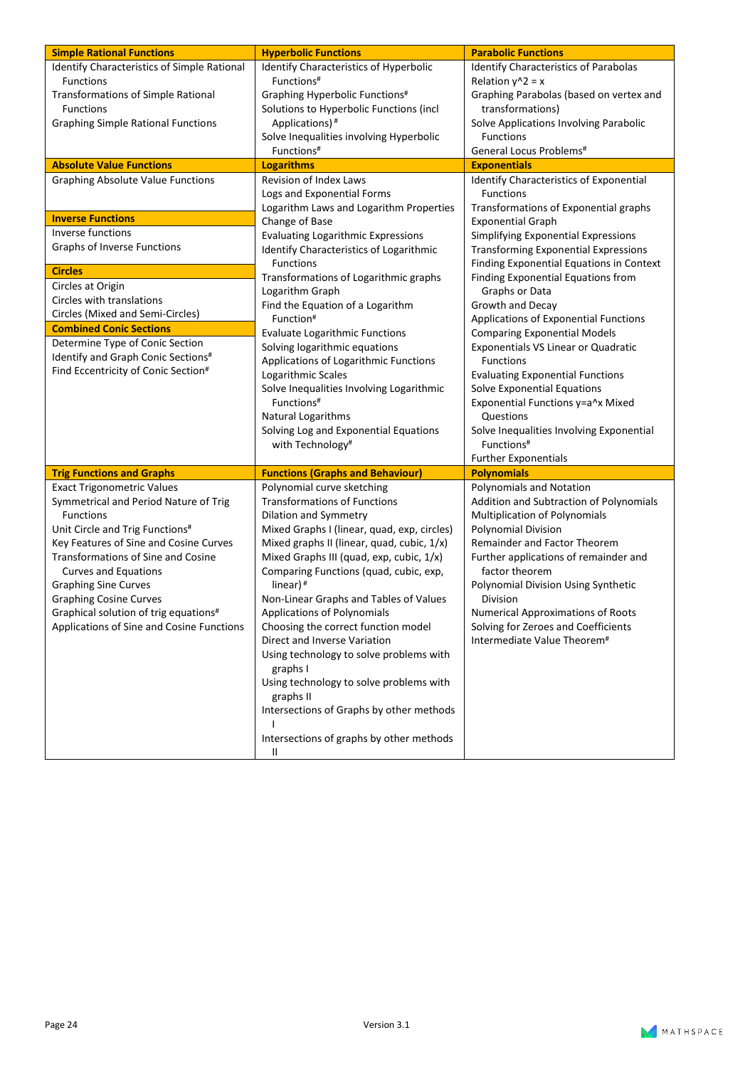| Simple Rational Functions | Hyperbolic Functions | Parabolic Functions |
|---|---|---|
| Identify Characteristics of Simple Rational Functions<br>Transformations of Simple Rational Functions<br>Graphing Simple Rational Functions | Identify Characteristics of Hyperbolic Functions#<br>Graphing Hyperbolic Functions#<br>Solutions to Hyperbolic Functions (incl Applications) #<br>Solve Inequalities involving Hyperbolic Functions# | Identify Characteristics of Parabolas<br>Relation y^2 = x<br>Graphing Parabolas (based on vertex and transformations)<br>Solve Applications Involving Parabolic Functions<br>General Locus Problems# |
| **Absolute Value Functions** | **Logarithms** | **Exponentials** |
| Graphing Absolute Value Functions<br><br>**Inverse Functions**<br>Inverse functions<br>Graphs of Inverse Functions<br><br>**Circles**<br>Circles at Origin<br>Circles with translations<br>Circles (Mixed and Semi-Circles)<br><br>**Combined Conic Sections**<br>Determine Type of Conic Section<br>Identify and Graph Conic Sections#<br>Find Eccentricity of Conic Section# | Revision of Index Laws<br>Logs and Exponential Forms<br>Logarithm Laws and Logarithm Properties<br>Change of Base<br>Evaluating Logarithmic Expressions<br>Identify Characteristics of Logarithmic Functions<br>Transformations of Logarithmic graphs<br>Logarithm Graph<br>Find the Equation of a Logarithm Function#<br>Evaluate Logarithmic Functions<br>Solving logarithmic equations<br>Applications of Logarithmic Functions<br>Logarithmic Scales<br>Solve Inequalities Involving Logarithmic Functions#<br>Natural Logarithms<br>Solving Log and Exponential Equations with Technology# | Identify Characteristics of Exponential Functions<br>Transformations of Exponential graphs<br>Exponential Graph<br>Simplifying Exponential Expressions<br>Transforming Exponential Expressions<br>Finding Exponential Equations in Context<br>Finding Exponential Equations from Graphs or Data<br>Growth and Decay<br>Applications of Exponential Functions<br>Comparing Exponential Models<br>Exponentials VS Linear or Quadratic Functions<br>Evaluating Exponential Functions<br>Solve Exponential Equations<br>Exponential Functions y=a^x Mixed Questions<br>Solve Inequalities Involving Exponential Functions#<br>Further Exponentials |
| **Trig Functions and Graphs** | **Functions (Graphs and Behaviour)** | **Polynomials** |
| Exact Trigonometric Values<br>Symmetrical and Period Nature of Trig Functions<br>Unit Circle and Trig Functions#<br>Key Features of Sine and Cosine Curves<br>Transformations of Sine and Cosine Curves and Equations<br>Graphing Sine Curves<br>Graphing Cosine Curves<br>Graphical solution of trig equations#<br>Applications of Sine and Cosine Functions | Polynomial curve sketching<br>Transformations of Functions<br>Dilation and Symmetry<br>Mixed Graphs I (linear, quad, exp, circles)<br>Mixed graphs II (linear, quad, cubic, 1/x)<br>Mixed Graphs III (quad, exp, cubic, 1/x)<br>Comparing Functions (quad, cubic, exp, linear) #<br>Non-Linear Graphs and Tables of Values<br>Applications of Polynomials<br>Choosing the correct function model<br>Direct and Inverse Variation<br>Using technology to solve problems with graphs I<br>Using technology to solve problems with graphs II<br>Intersections of Graphs by other methods I<br>Intersections of graphs by other methods II | Polynomials and Notation<br>Addition and Subtraction of Polynomials<br>Multiplication of Polynomials<br>Polynomial Division<br>Remainder and Factor Theorem<br>Further applications of remainder and factor theorem<br>Polynomial Division Using Synthetic Division<br>Numerical Approximations of Roots<br>Solving for Zeroes and Coefficients<br>Intermediate Value Theorem# |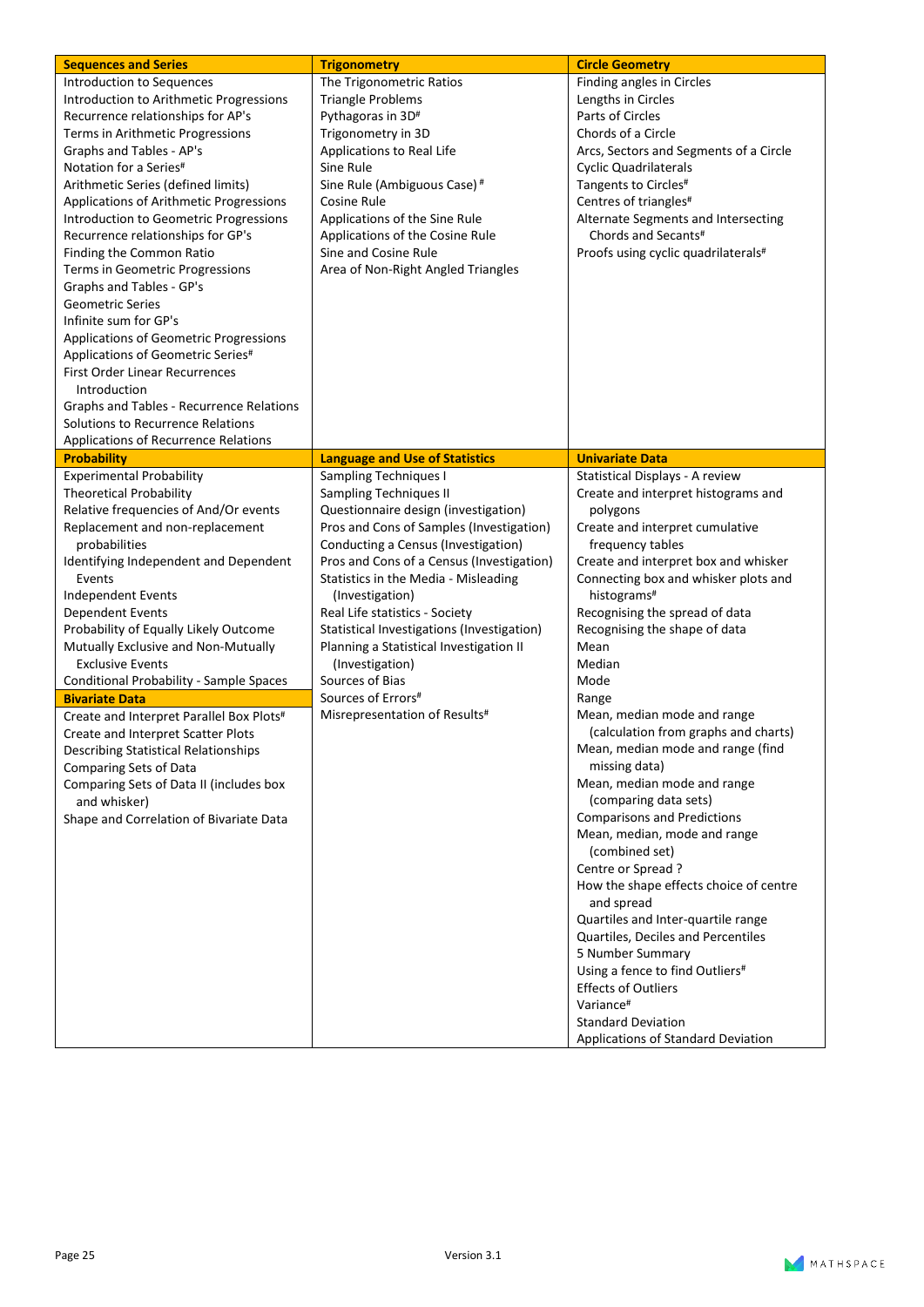| Sequences and Series | Trigonometry | Circle Geometry |
|---|---|---|
| Introduction to Sequences | The Trigonometric Ratios | Finding angles in Circles |
| Introduction to Arithmetic Progressions | Triangle Problems | Lengths in Circles |
| Recurrence relationships for AP's | Pythagoras in 3D# | Parts of Circles |
| Terms in Arithmetic Progressions | Trigonometry in 3D | Chords of a Circle |
| Graphs and Tables - AP's | Applications to Real Life | Arcs, Sectors and Segments of a Circle |
| Notation for a Series# | Sine Rule | Cyclic Quadrilaterals |
| Arithmetic Series (defined limits) | Sine Rule (Ambiguous Case) # | Tangents to Circles# |
| Applications of Arithmetic Progressions | Cosine Rule | Centres of triangles# |
| Introduction to Geometric Progressions | Applications of the Sine Rule | Alternate Segments and Intersecting Chords and Secants# |
| Recurrence relationships for GP's | Applications of the Cosine Rule | Proofs using cyclic quadrilaterals# |
| Finding the Common Ratio | Sine and Cosine Rule | |
| Terms in Geometric Progressions | Area of Non-Right Angled Triangles | |
| Graphs and Tables - GP's | | |
| Geometric Series | | |
| Infinite sum for GP's | | |
| Applications of Geometric Progressions | | |
| Applications of Geometric Series# | | |
| First Order Linear Recurrences Introduction | | |
| Graphs and Tables - Recurrence Relations | | |
| Solutions to Recurrence Relations | | |
| Applications of Recurrence Relations | | |
| **Probability** | **Language and Use of Statistics** | **Univariate Data** |
| Experimental Probability | Sampling Techniques I | Statistical Displays - A review |
| Theoretical Probability | Sampling Techniques II | Create and interpret histograms and polygons |
| Relative frequencies of And/Or events | Questionnaire design (investigation) | Create and interpret cumulative frequency tables |
| Replacement and non-replacement probabilities | Pros and Cons of Samples (Investigation) | Create and interpret box and whisker |
| Identifying Independent and Dependent Events | Conducting a Census (Investigation) | Connecting box and whisker plots and histograms# |
| Independent Events | Pros and Cons of a Census (Investigation) | Recognising the spread of data |
| Dependent Events | Statistics in the Media - Misleading (Investigation) | Recognising the shape of data |
| Probability of Equally Likely Outcome | Real Life statistics - Society | Mean |
| Mutually Exclusive and Non-Mutually Exclusive Events | Statistical Investigations (Investigation) | Median |
| Conditional Probability - Sample Spaces | Planning a Statistical Investigation II (Investigation) | Mode |
| **Bivariate Data** | Sources of Bias | Range |
| Create and Interpret Parallel Box Plots# | Sources of Errors# | Mean, median mode and range (calculation from graphs and charts) |
| Create and Interpret Scatter Plots | Misrepresentation of Results# | Mean, median mode and range (find missing data) |
| Describing Statistical Relationships | | Mean, median mode and range (comparing data sets) |
| Comparing Sets of Data | | Comparisons and Predictions |
| Comparing Sets of Data II (includes box and whisker) | | Mean, median, mode and range (combined set) |
| Shape and Correlation of Bivariate Data | | Centre or Spread ? |
| | | How the shape effects choice of centre and spread |
| | | Quartiles and Inter-quartile range |
| | | Quartiles, Deciles and Percentiles |
| | | 5 Number Summary |
| | | Using a fence to find Outliers# |
| | | Effects of Outliers |
| | | Variance# |
| | | Standard Deviation |
| | | Applications of Standard Deviation |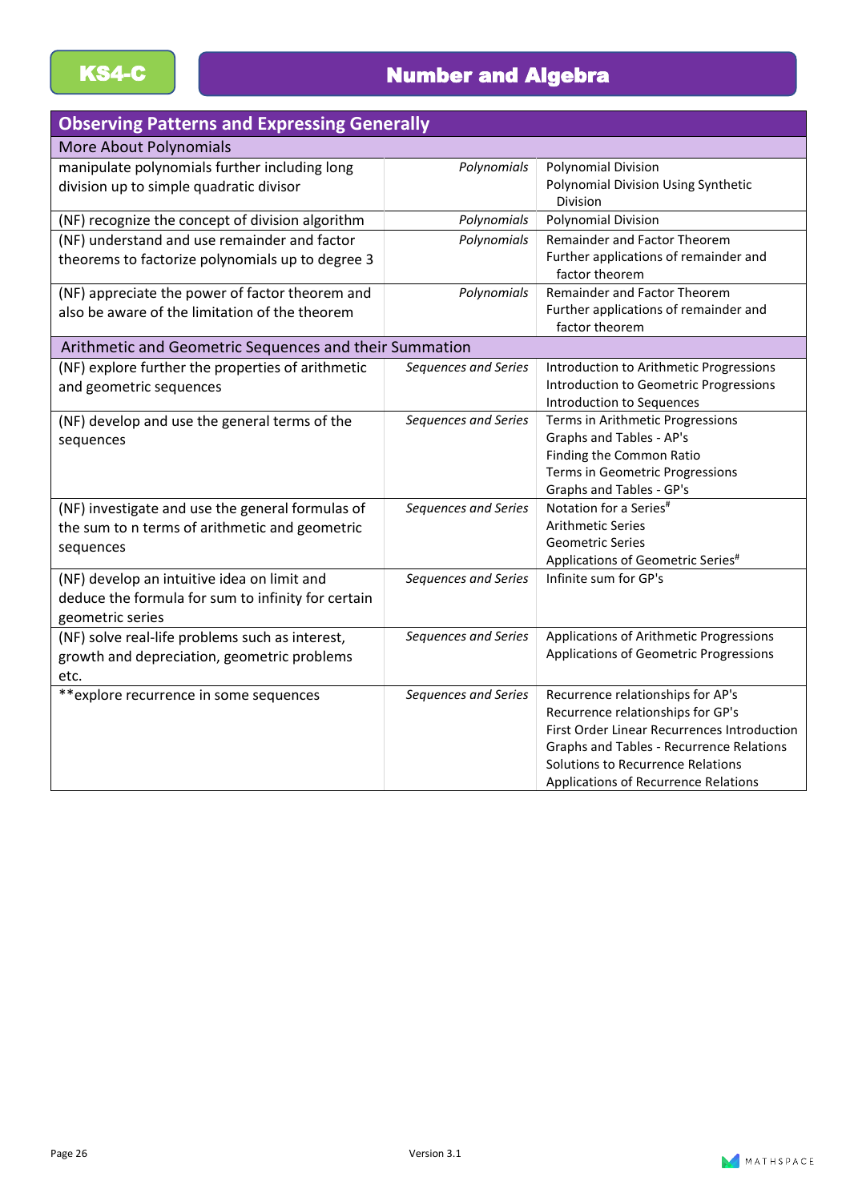**KS4-C**

# Number and Algebra

| Observing Patterns and Expressing Generally | | |
|---|---|---|
| More About Polynomials | | |
| manipulate polynomials further including long division up to simple quadratic divisor | *Polynomials* | Polynomial Division<br>Polynomial Division Using Synthetic Division |
| (NF) recognize the concept of division algorithm | *Polynomials* | Polynomial Division |
| (NF) understand and use remainder and factor theorems to factorize polynomials up to degree 3 | *Polynomials* | Remainder and Factor Theorem<br>Further applications of remainder and factor theorem |
| (NF) appreciate the power of factor theorem and also be aware of the limitation of the theorem | *Polynomials* | Remainder and Factor Theorem<br>Further applications of remainder and factor theorem |
| Arithmetic and Geometric Sequences and their Summation | | |
| (NF) explore further the properties of arithmetic and geometric sequences | *Sequences and Series* | Introduction to Arithmetic Progressions<br>Introduction to Geometric Progressions<br>Introduction to Sequences |
| (NF) develop and use the general terms of the sequences | *Sequences and Series* | Terms in Arithmetic Progressions<br>Graphs and Tables - AP's<br>Finding the Common Ratio<br>Terms in Geometric Progressions<br>Graphs and Tables - GP's |
| (NF) investigate and use the general formulas of the sum to n terms of arithmetic and geometric sequences | *Sequences and Series* | Notation for a Series#<br>Arithmetic Series<br>Geometric Series<br>Applications of Geometric Series# |
| (NF) develop an intuitive idea on limit and deduce the formula for sum to infinity for certain geometric series | *Sequences and Series* | Infinite sum for GP's |
| (NF) solve real-life problems such as interest, growth and depreciation, geometric problems etc. | *Sequences and Series* | Applications of Arithmetic Progressions<br>Applications of Geometric Progressions |
| **explore recurrence in some sequences | *Sequences and Series* | Recurrence relationships for AP's<br>Recurrence relationships for GP's<br>First Order Linear Recurrences Introduction<br>Graphs and Tables - Recurrence Relations<br>Solutions to Recurrence Relations<br>Applications of Recurrence Relations |

Version 3.1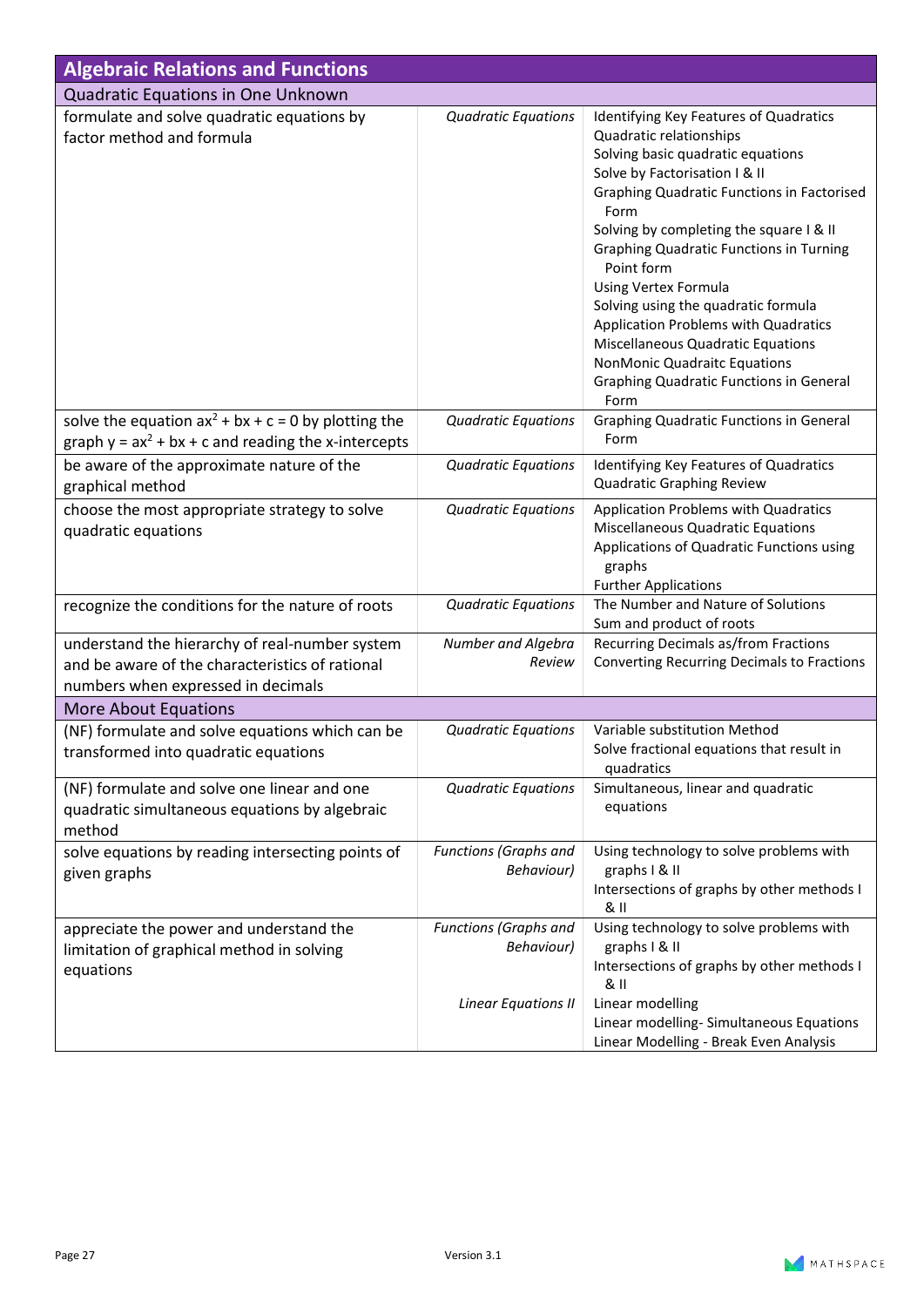| Algebraic Relations and Functions | | |
|---|---|---|
| **Quadratic Equations in One Unknown** | | |
| formulate and solve quadratic equations by factor method and formula | *Quadratic Equations* | Identifying Key Features of Quadratics<br>Quadratic relationships<br>Solving basic quadratic equations<br>Solve by Factorisation I & II<br>Graphing Quadratic Functions in Factorised Form<br>Solving by completing the square I & II<br>Graphing Quadratic Functions in Turning Point form<br>Using Vertex Formula<br>Solving using the quadratic formula<br>Application Problems with Quadratics<br>Miscellaneous Quadratic Equations<br>NonMonic Quadraitc Equations<br>Graphing Quadratic Functions in General Form |
| solve the equation $ax^2 + bx + c = 0$ by plotting the graph $y = ax^2 + bx + c$ and reading the x-intercepts | *Quadratic Equations* | Graphing Quadratic Functions in General Form |
| be aware of the approximate nature of the graphical method | *Quadratic Equations* | Identifying Key Features of Quadratics<br>Quadratic Graphing Review |
| choose the most appropriate strategy to solve quadratic equations | *Quadratic Equations* | Application Problems with Quadratics<br>Miscellaneous Quadratic Equations<br>Applications of Quadratic Functions using graphs<br>Further Applications |
| recognize the conditions for the nature of roots | *Quadratic Equations* | The Number and Nature of Solutions<br>Sum and product of roots |
| understand the hierarchy of real-number system and be aware of the characteristics of rational numbers when expressed in decimals | *Number and Algebra Review* | Recurring Decimals as/from Fractions<br>Converting Recurring Decimals to Fractions |
| **More About Equations** | | |
| (NF) formulate and solve equations which can be transformed into quadratic equations | *Quadratic Equations* | Variable substitution Method<br>Solve fractional equations that result in quadratics |
| (NF) formulate and solve one linear and one quadratic simultaneous equations by algebraic method | *Quadratic Equations* | Simultaneous, linear and quadratic equations |
| solve equations by reading intersecting points of given graphs | *Functions (Graphs and Behaviour)* | Using technology to solve problems with graphs I & II<br>Intersections of graphs by other methods I & II |
| appreciate the power and understand the limitation of graphical method in solving equations | *Functions (Graphs and Behaviour)*<br><br>*Linear Equations II* | Using technology to solve problems with graphs I & II<br>Intersections of graphs by other methods I & II<br>Linear modelling<br>Linear modelling- Simultaneous Equations<br>Linear Modelling - Break Even Analysis |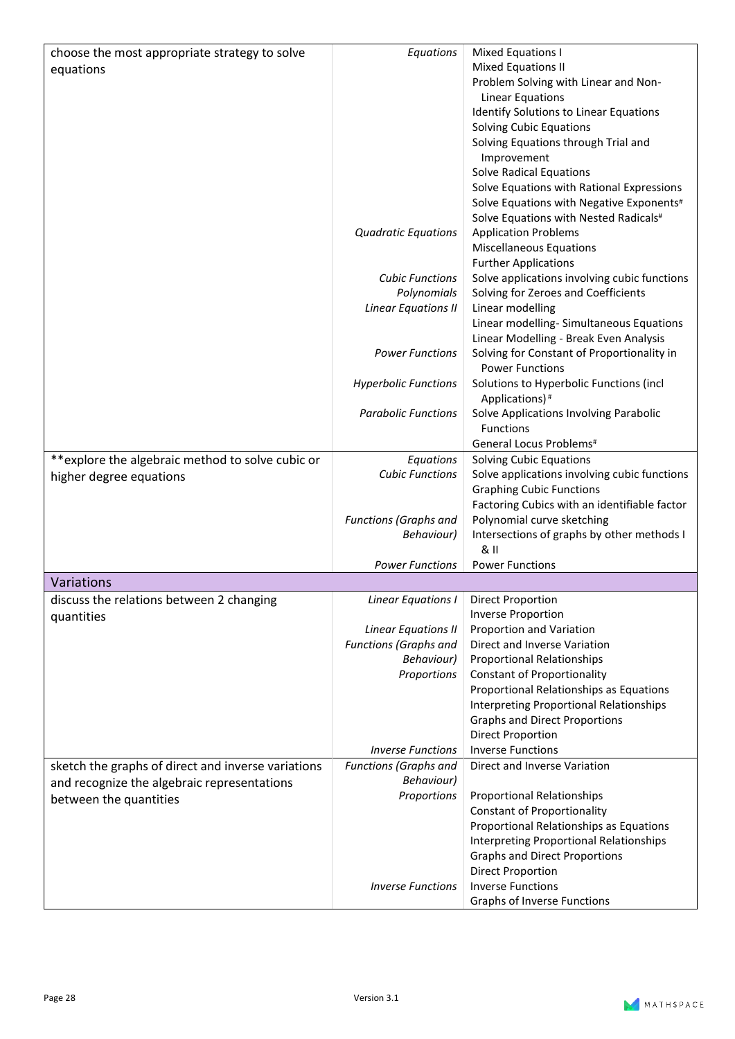| | | |
|---|---|---|
| choose the most appropriate strategy to solve equations | *Equations* | Mixed Equations I<br>Mixed Equations II<br>Problem Solving with Linear and Non-Linear Equations<br>Identify Solutions to Linear Equations<br>Solving Cubic Equations<br>Solving Equations through Trial and Improvement<br>Solve Radical Equations<br>Solve Equations with Rational Expressions<br>Solve Equations with Negative Exponents#<br>Solve Equations with Nested Radicals# |
| | *Quadratic Equations* | Application Problems<br>Miscellaneous Equations<br>Further Applications |
| | *Cubic Functions* | Solve applications involving cubic functions |
| | *Polynomials* | Solving for Zeroes and Coefficients |
| | *Linear Equations II* | Linear modelling<br>Linear modelling- Simultaneous Equations<br>Linear Modelling - Break Even Analysis |
| | *Power Functions* | Solving for Constant of Proportionality in Power Functions |
| | *Hyperbolic Functions* | Solutions to Hyperbolic Functions (incl Applications)# |
| | *Parabolic Functions* | Solve Applications Involving Parabolic Functions<br>General Locus Problems# |
| **explore the algebraic method to solve cubic or higher degree equations | *Equations* | Solving Cubic Equations |
| | *Cubic Functions* | Solve applications involving cubic functions<br>Graphing Cubic Functions<br>Factoring Cubics with an identifiable factor |
| | *Functions (Graphs and Behaviour)* | Polynomial curve sketching<br>Intersections of graphs by other methods I & II |
| | *Power Functions* | Power Functions |
| **Variations** | | |
| discuss the relations between 2 changing quantities | *Linear Equations I* | Direct Proportion<br>Inverse Proportion |
| | *Linear Equations II* | Proportion and Variation |
| | *Functions (Graphs and Behaviour)* | Direct and Inverse Variation |
| | *Proportions* | Proportional Relationships<br>Constant of Proportionality<br>Proportional Relationships as Equations<br>Interpreting Proportional Relationships<br>Graphs and Direct Proportions<br>Direct Proportion |
| | *Inverse Functions* | Inverse Functions |
| sketch the graphs of direct and inverse variations and recognize the algebraic representations between the quantities | *Functions (Graphs and Behaviour)* | Direct and Inverse Variation |
| | *Proportions* | Proportional Relationships<br>Constant of Proportionality<br>Proportional Relationships as Equations<br>Interpreting Proportional Relationships<br>Graphs and Direct Proportions<br>Direct Proportion |
| | *Inverse Functions* | Inverse Functions<br>Graphs of Inverse Functions |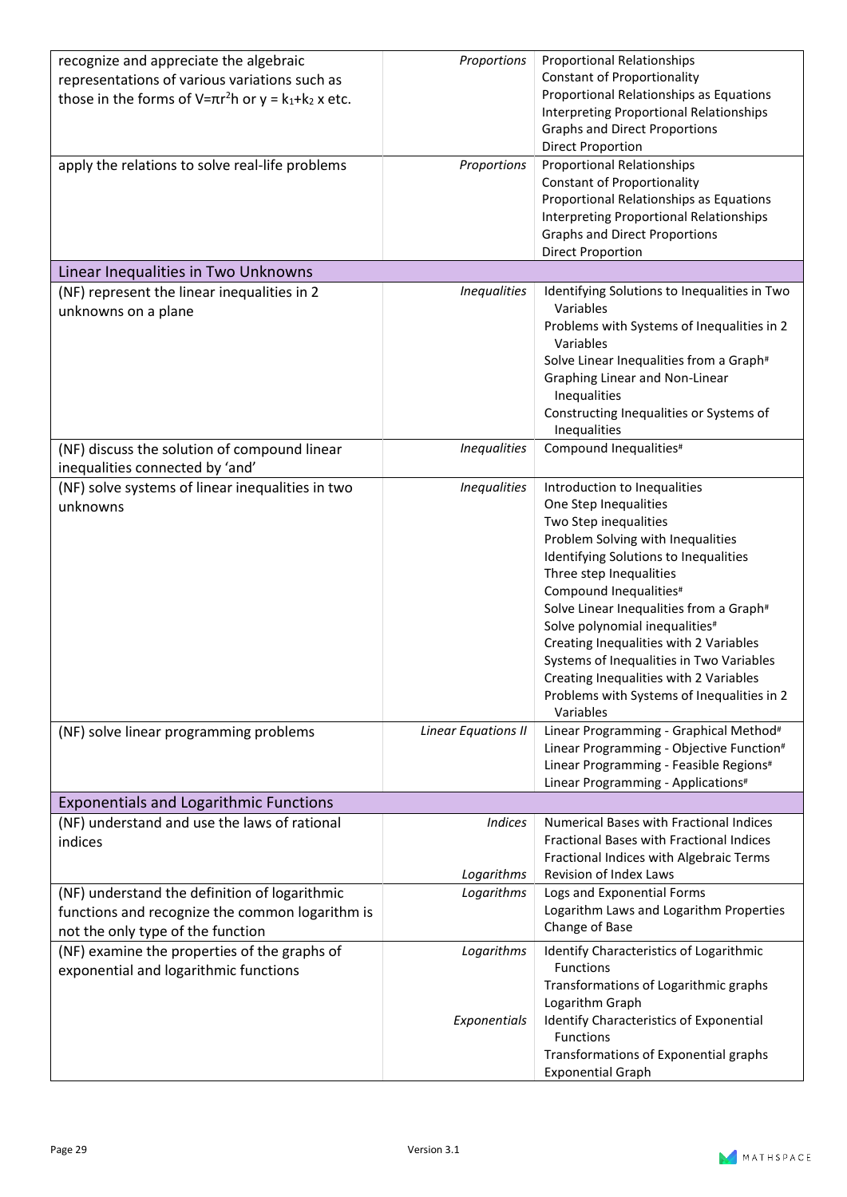| | | |
|---|---|---|
| recognize and appreciate the algebraic representations of various variations such as those in the forms of $V=\pi r^2 h$ or $y = k_1+k_2 x$ etc. | *Proportions* | Proportional Relationships<br>Constant of Proportionality<br>Proportional Relationships as Equations<br>Interpreting Proportional Relationships<br>Graphs and Direct Proportions<br>Direct Proportion |
| apply the relations to solve real-life problems | *Proportions* | Proportional Relationships<br>Constant of Proportionality<br>Proportional Relationships as Equations<br>Interpreting Proportional Relationships<br>Graphs and Direct Proportions<br>Direct Proportion |
| **Linear Inequalities in Two Unknowns** | | |
| (NF) represent the linear inequalities in 2 unknowns on a plane | *Inequalities* | Identifying Solutions to Inequalities in Two Variables<br>Problems with Systems of Inequalities in 2 Variables<br>Solve Linear Inequalities from a Graph#<br>Graphing Linear and Non-Linear Inequalities<br>Constructing Inequalities or Systems of Inequalities |
| (NF) discuss the solution of compound linear inequalities connected by 'and' | *Inequalities* | Compound Inequalities# |
| (NF) solve systems of linear inequalities in two unknowns | *Inequalities* | Introduction to Inequalities<br>One Step Inequalities<br>Two Step inequalities<br>Problem Solving with Inequalities<br>Identifying Solutions to Inequalities<br>Three step Inequalities<br>Compound Inequalities#<br>Solve Linear Inequalities from a Graph#<br>Solve polynomial inequalities#<br>Creating Inequalities with 2 Variables<br>Systems of Inequalities in Two Variables<br>Creating Inequalities with 2 Variables<br>Problems with Systems of Inequalities in 2 Variables |
| (NF) solve linear programming problems | *Linear Equations II* | Linear Programming - Graphical Method#<br>Linear Programming - Objective Function#<br>Linear Programming - Feasible Regions#<br>Linear Programming - Applications# |
| **Exponentials and Logarithmic Functions** | | |
| (NF) understand and use the laws of rational indices | *Indices*<br><br><br>*Logarithms* | Numerical Bases with Fractional Indices<br>Fractional Bases with Fractional Indices<br>Fractional Indices with Algebraic Terms<br>Revision of Index Laws |
| (NF) understand the definition of logarithmic functions and recognize the common logarithm is not the only type of the function | *Logarithms* | Logs and Exponential Forms<br>Logarithm Laws and Logarithm Properties<br>Change of Base |
| (NF) examine the properties of the graphs of exponential and logarithmic functions | *Logarithms*<br><br><br><br>*Exponentials* | Identify Characteristics of Logarithmic Functions<br>Transformations of Logarithmic graphs<br>Logarithm Graph<br>Identify Characteristics of Exponential Functions<br>Transformations of Exponential graphs<br>Exponential Graph |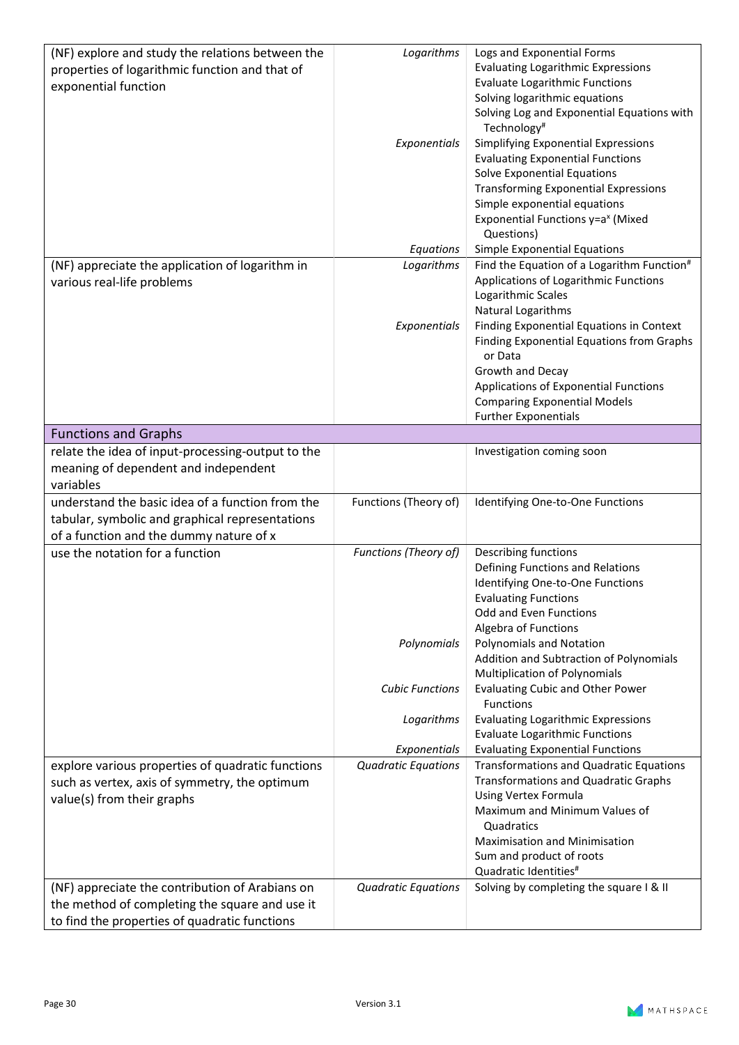| | | |
|---|---|---|
| (NF) explore and study the relations between the properties of logarithmic function and that of exponential function | *Logarithms* | Logs and Exponential Forms<br>Evaluating Logarithmic Expressions<br>Evaluate Logarithmic Functions<br>Solving logarithmic equations<br>Solving Log and Exponential Equations with Technology# |
| | *Exponentials* | Simplifying Exponential Expressions<br>Evaluating Exponential Functions<br>Solve Exponential Equations<br>Transforming Exponential Expressions<br>Simple exponential equations<br>Exponential Functions $y=a^x$ (Mixed Questions) |
| | *Equations* | Simple Exponential Equations |
| (NF) appreciate the application of logarithm in various real-life problems | *Logarithms* | Find the Equation of a Logarithm Function#<br>Applications of Logarithmic Functions<br>Logarithmic Scales<br>Natural Logarithms |
| | *Exponentials* | Finding Exponential Equations in Context<br>Finding Exponential Equations from Graphs or Data<br>Growth and Decay<br>Applications of Exponential Functions<br>Comparing Exponential Models<br>Further Exponentials |
| **Functions and Graphs** | | |
| relate the idea of input-processing-output to the meaning of dependent and independent variables | | Investigation coming soon |
| understand the basic idea of a function from the tabular, symbolic and graphical representations of a function and the dummy nature of x | Functions (Theory of) | Identifying One-to-One Functions |
| use the notation for a function | *Functions (Theory of)* | Describing functions<br>Defining Functions and Relations<br>Identifying One-to-One Functions<br>Evaluating Functions<br>Odd and Even Functions<br>Algebra of Functions |
| | *Polynomials* | Polynomials and Notation<br>Addition and Subtraction of Polynomials<br>Multiplication of Polynomials |
| | *Cubic Functions* | Evaluating Cubic and Other Power Functions |
| | *Logarithms* | Evaluating Logarithmic Expressions<br>Evaluate Logarithmic Functions |
| | *Exponentials* | Evaluating Exponential Functions |
| explore various properties of quadratic functions such as vertex, axis of symmetry, the optimum value(s) from their graphs | *Quadratic Equations* | Transformations and Quadratic Equations<br>Transformations and Quadratic Graphs<br>Using Vertex Formula<br>Maximum and Minimum Values of Quadratics<br>Maximisation and Minimisation<br>Sum and product of roots<br>Quadratic Identities# |
| (NF) appreciate the contribution of Arabians on the method of completing the square and use it to find the properties of quadratic functions | *Quadratic Equations* | Solving by completing the square I & II |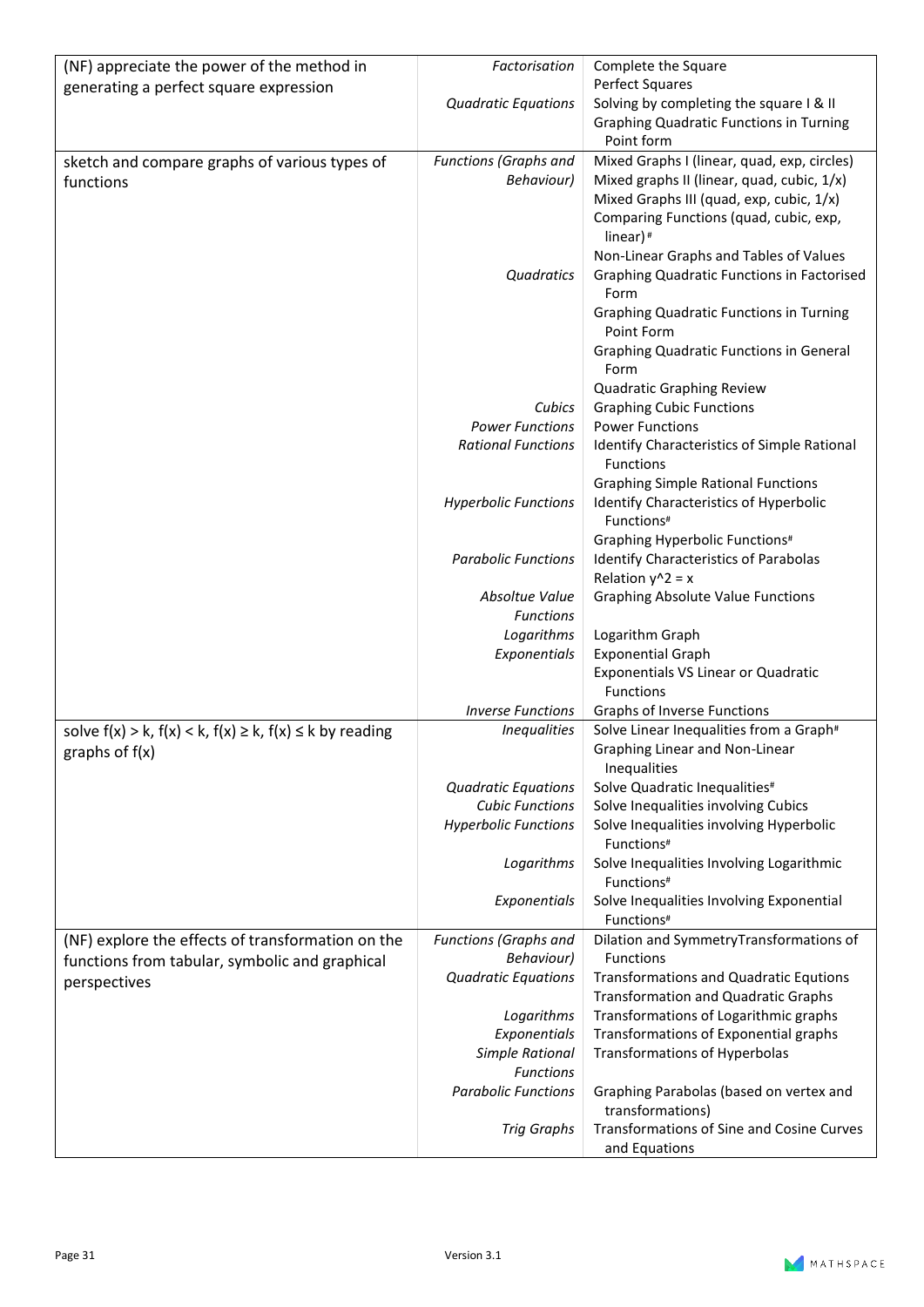| | | |
|---|---|---|
| (NF) appreciate the power of the method in generating a perfect square expression | *Factorisation* | Complete the Square<br>Perfect Squares |
| | *Quadratic Equations* | Solving by completing the square I & II<br>Graphing Quadratic Functions in Turning Point form |
| sketch and compare graphs of various types of functions | *Functions (Graphs and Behaviour)* | Mixed Graphs I (linear, quad, exp, circles)<br>Mixed graphs II (linear, quad, cubic, 1/x)<br>Mixed Graphs III (quad, exp, cubic, 1/x)<br>Comparing Functions (quad, cubic, exp, linear)#<br>Non-Linear Graphs and Tables of Values |
| | *Quadratics* | Graphing Quadratic Functions in Factorised Form<br>Graphing Quadratic Functions in Turning Point form<br>Graphing Quadratic Functions in General Form<br>Quadratic Graphing Review |
| | *Cubics* | Graphing Cubic Functions |
| | *Power Functions* | Power Functions |
| | *Rational Functions* | Identify Characteristics of Simple Rational Functions<br>Graphing Simple Rational Functions |
| | *Hyperbolic Functions* | Identify Characteristics of Hyperbolic Functions#<br>Graphing Hyperbolic Functions# |
| | *Parabolic Functions* | Identify Characteristics of Parabolas<br>Relation y^2 = x |
| | *Absoltue Value Functions* | Graphing Absolute Value Functions |
| | *Logarithms* | Logarithm Graph |
| | *Exponentials* | Exponential Graph<br>Exponentials VS Linear or Quadratic Functions |
| | *Inverse Functions* | Graphs of Inverse Functions |
| solve f(x) > k, f(x) < k, f(x) ≥ k, f(x) ≤ k by reading graphs of f(x) | *Inequalities* | Solve Linear Inequalities from a Graph#<br>Graphing Linear and Non-Linear Inequalities |
| | *Quadratic Equations* | Solve Quadratic Inequalities# |
| | *Cubic Functions* | Solve Inequalities involving Cubics |
| | *Hyperbolic Functions* | Solve Inequalities involving Hyperbolic Functions# |
| | *Logarithms* | Solve Inequalities Involving Logarithmic Functions# |
| | *Exponentials* | Solve Inequalities Involving Exponential Functions# |
| (NF) explore the effects of transformation on the functions from tabular, symbolic and graphical perspectives | *Functions (Graphs and Behaviour)* | Dilation and SymmetryTransformations of Functions |
| | *Quadratic Equations* | Transformations and Quadratic Equtions<br>Transformation and Quadratic Graphs |
| | *Logarithms* | Transformations of Logarithmic graphs |
| | *Exponentials* | Transformations of Exponential graphs |
| | *Simple Rational Functions* | Transformations of Hyperbolas |
| | *Parabolic Functions* | Graphing Parabolas (based on vertex and transformations) |
| | *Trig Graphs* | Transformations of Sine and Cosine Curves and Equations |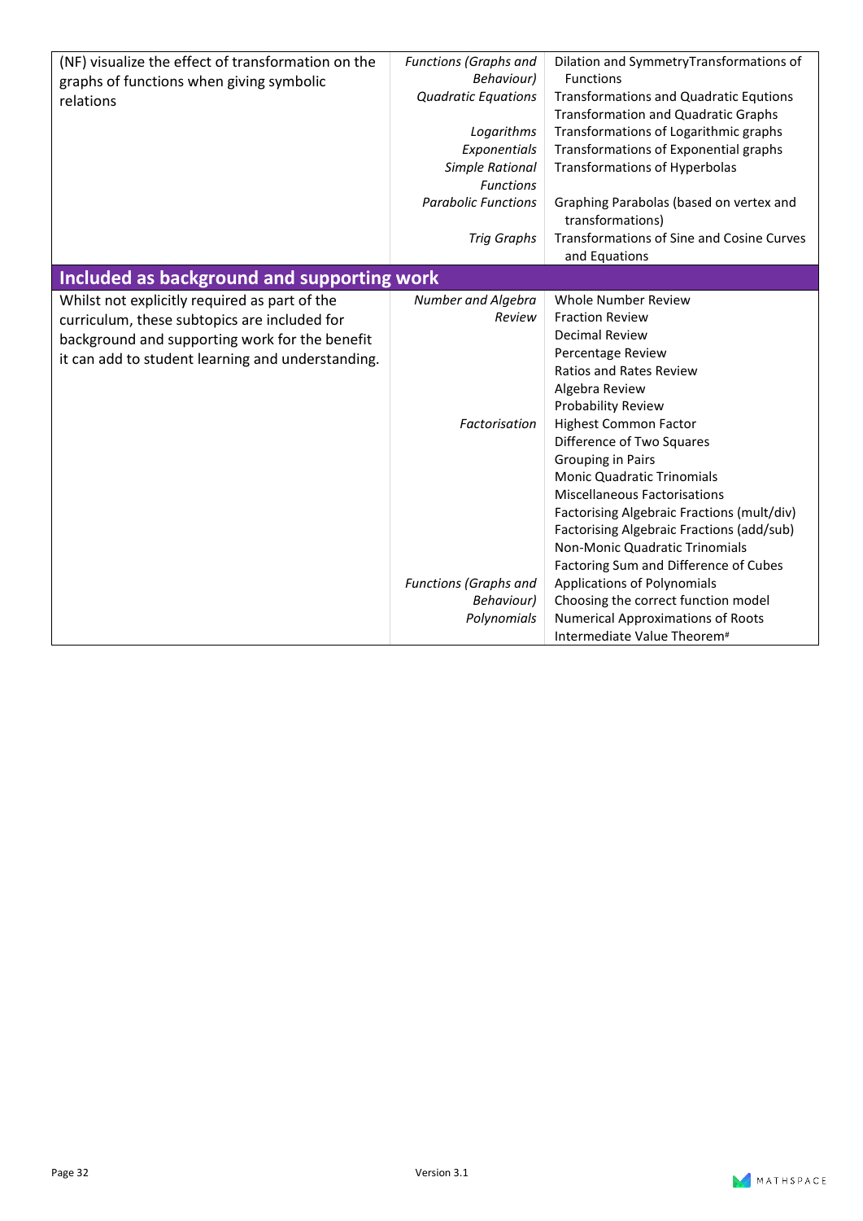| | | |
|---|---|---|
| (NF) visualize the effect of transformation on the graphs of functions when giving symbolic relations | *Functions (Graphs and Behaviour)*<br>*Quadratic Equations*<br><br>*Logarithms*<br>*Exponentials*<br>*Simple Rational Functions*<br>*Parabolic Functions*<br><br>*Trig Graphs* | Dilation and SymmetryTransformations of Functions<br>Transformations and Quadratic Equtions<br>Transformation and Quadratic Graphs<br>Transformations of Logarithmic graphs<br>Transformations of Exponential graphs<br>Transformations of Hyperbolas<br><br>Graphing Parabolas (based on vertex and transformations)<br>Transformations of Sine and Cosine Curves and Equations |
| **Included as background and supporting work** | | |
| Whilst not explicitly required as part of the curriculum, these subtopics are included for background and supporting work for the benefit it can add to student learning and understanding. | *Number and Algebra Review*<br><br><br><br><br><br><br>*Factorisation*<br><br><br><br><br><br><br><br><br><br>*Functions (Graphs and Behaviour)*<br>*Polynomials* | Whole Number Review<br>Fraction Review<br>Decimal Review<br>Percentage Review<br>Ratios and Rates Review<br>Algebra Review<br>Probability Review<br>Highest Common Factor<br>Difference of Two Squares<br>Grouping in Pairs<br>Monic Quadratic Trinomials<br>Miscellaneous Factorisations<br>Factorising Algebraic Fractions (mult/div)<br>Factorising Algebraic Fractions (add/sub)<br>Non-Monic Quadratic Trinomials<br>Factoring Sum and Difference of Cubes<br>Applications of Polynomials<br>Choosing the correct function model<br>Numerical Approximations of Roots<br>Intermediate Value Theorem# |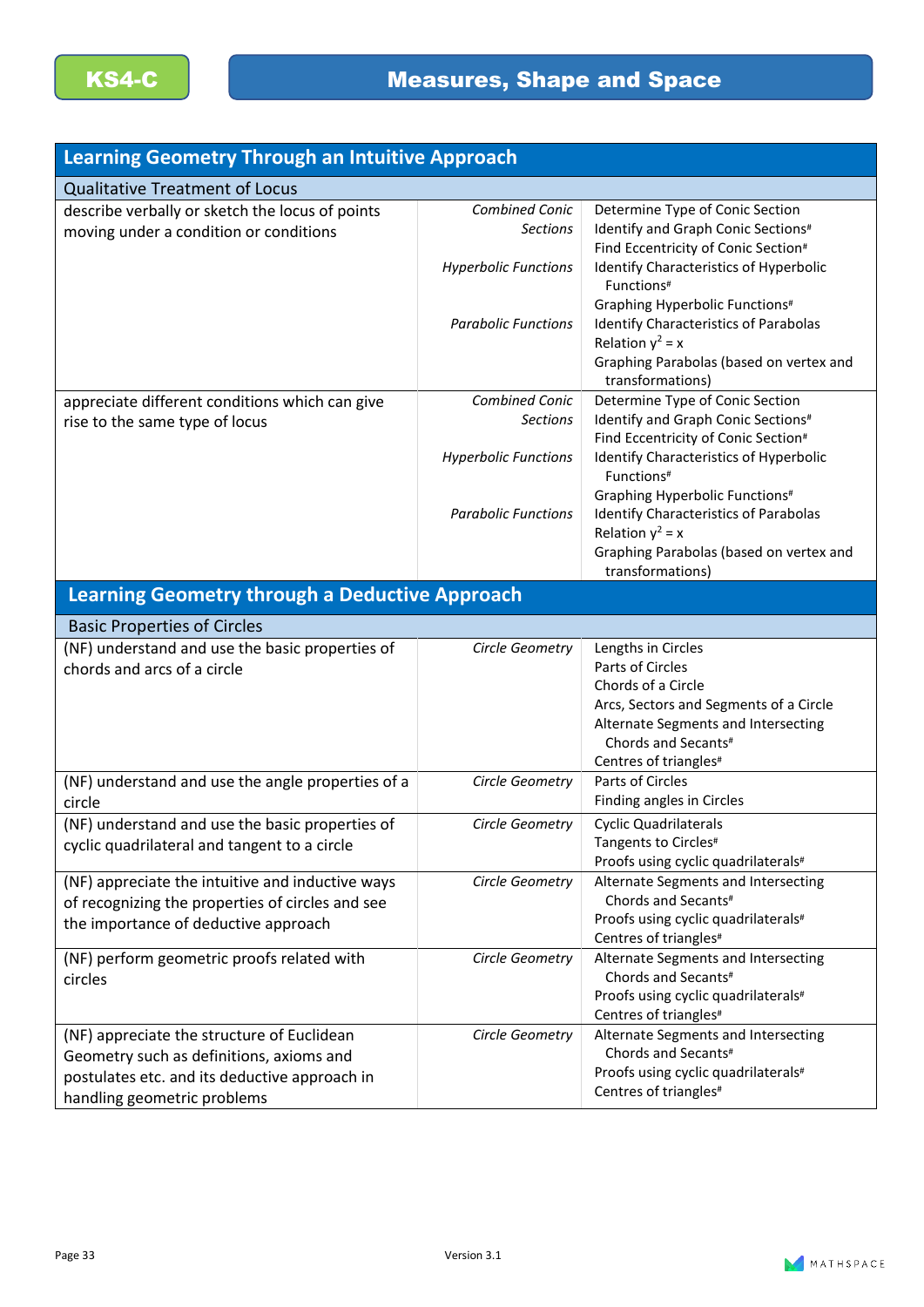**KS4-C** | **Measures, Shape and Space**

## Learning Geometry Through an Intuitive Approach

### Qualitative Treatment of Locus

| | | |
|---|---|---|
| describe verbally or sketch the locus of points moving under a condition or conditions | *Combined Conic Sections* | Determine Type of Conic Section<br>Identify and Graph Conic Sections#<br>Find Eccentricity of Conic Section# |
| | *Hyperbolic Functions* | Identify Characteristics of Hyperbolic Functions#<br>Graphing Hyperbolic Functions# |
| | *Parabolic Functions* | Identify Characteristics of Parabolas Relation $y^2 = x$<br>Graphing Parabolas (based on vertex and transformations) |
| appreciate different conditions which can give rise to the same type of locus | *Combined Conic Sections* | Determine Type of Conic Section<br>Identify and Graph Conic Sections#<br>Find Eccentricity of Conic Section# |
| | *Hyperbolic Functions* | Identify Characteristics of Hyperbolic Functions#<br>Graphing Hyperbolic Functions# |
| | *Parabolic Functions* | Identify Characteristics of Parabolas Relation $y^2 = x$<br>Graphing Parabolas (based on vertex and transformations) |

## Learning Geometry through a Deductive Approach

### Basic Properties of Circles

| | | |
|---|---|---|
| (NF) understand and use the basic properties of chords and arcs of a circle | *Circle Geometry* | Lengths in Circles<br>Parts of Circles<br>Chords of a Circle<br>Arcs, Sectors and Segments of a Circle<br>Alternate Segments and Intersecting Chords and Secants#<br>Centres of triangles# |
| (NF) understand and use the angle properties of a circle | *Circle Geometry* | Parts of Circles<br>Finding angles in Circles |
| (NF) understand and use the basic properties of cyclic quadrilateral and tangent to a circle | *Circle Geometry* | Cyclic Quadrilaterals<br>Tangents to Circles#<br>Proofs using cyclic quadrilaterals# |
| (NF) appreciate the intuitive and inductive ways of recognizing the properties of circles and see the importance of deductive approach | *Circle Geometry* | Alternate Segments and Intersecting Chords and Secants#<br>Proofs using cyclic quadrilaterals#<br>Centres of triangles# |
| (NF) perform geometric proofs related with circles | *Circle Geometry* | Alternate Segments and Intersecting Chords and Secants#<br>Proofs using cyclic quadrilaterals#<br>Centres of triangles# |
| (NF) appreciate the structure of Euclidean Geometry such as definitions, axioms and postulates etc. and its deductive approach in handling geometric problems | *Circle Geometry* | Alternate Segments and Intersecting Chords and Secants#<br>Proofs using cyclic quadrilaterals#<br>Centres of triangles# |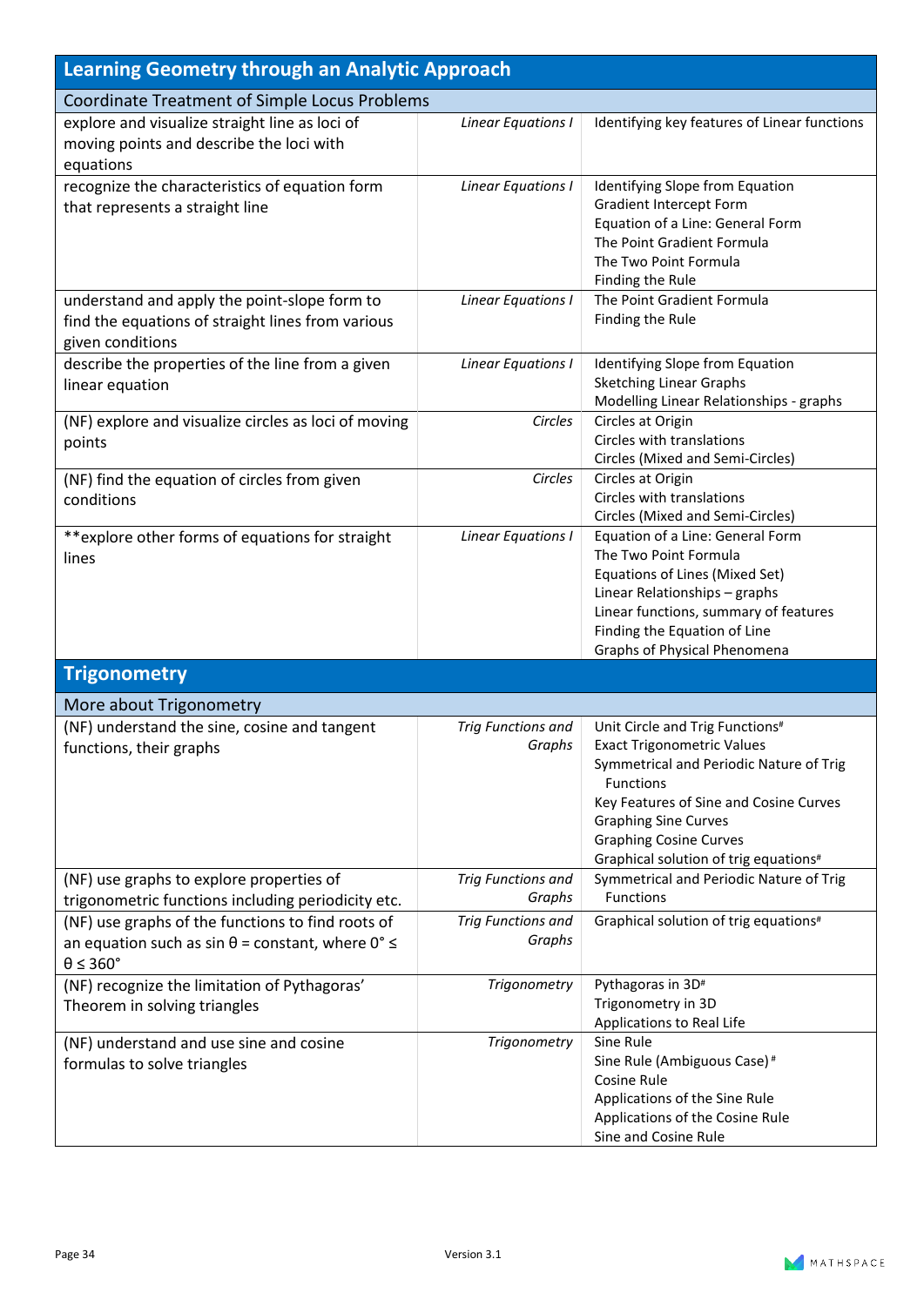## Learning Geometry through an Analytic Approach

| Coordinate Treatment of Simple Locus Problems | | |
|---|---|---|
| explore and visualize straight line as loci of moving points and describe the loci with equations | *Linear Equations I* | Identifying key features of Linear functions |
| recognize the characteristics of equation form that represents a straight line | *Linear Equations I* | Identifying Slope from Equation<br>Gradient Intercept Form<br>Equation of a Line: General Form<br>The Point Gradient Formula<br>The Two Point Formula<br>Finding the Rule |
| understand and apply the point-slope form to find the equations of straight lines from various given conditions | *Linear Equations I* | The Point Gradient Formula<br>Finding the Rule |
| describe the properties of the line from a given linear equation | *Linear Equations I* | Identifying Slope from Equation<br>Sketching Linear Graphs<br>Modelling Linear Relationships - graphs |
| (NF) explore and visualize circles as loci of moving points | *Circles* | Circles at Origin<br>Circles with translations<br>Circles (Mixed and Semi-Circles) |
| (NF) find the equation of circles from given conditions | *Circles* | Circles at Origin<br>Circles with translations<br>Circles (Mixed and Semi-Circles) |
| **explore other forms of equations for straight lines | *Linear Equations I* | Equation of a Line: General Form<br>The Two Point Formula<br>Equations of Lines (Mixed Set)<br>Linear Relationships – graphs<br>Linear functions, summary of features<br>Finding the Equation of Line<br>Graphs of Physical Phenomena |

## Trigonometry

| More about Trigonometry | | |
|---|---|---|
| (NF) understand the sine, cosine and tangent functions, their graphs | *Trig Functions and Graphs* | Unit Circle and Trig Functions#<br>Exact Trigonometric Values<br>Symmetrical and Periodic Nature of Trig Functions<br>Key Features of Sine and Cosine Curves<br>Graphing Sine Curves<br>Graphing Cosine Curves<br>Graphical solution of trig equations# |
| (NF) use graphs to explore properties of trigonometric functions including periodicity etc. | *Trig Functions and Graphs* | Symmetrical and Periodic Nature of Trig Functions |
| (NF) use graphs of the functions to find roots of an equation such as sin θ = constant, where 0° ≤ θ ≤ 360° | *Trig Functions and Graphs* | Graphical solution of trig equations# |
| (NF) recognize the limitation of Pythagoras' Theorem in solving triangles | *Trigonometry* | Pythagoras in 3D#<br>Trigonometry in 3D<br>Applications to Real Life |
| (NF) understand and use sine and cosine formulas to solve triangles | *Trigonometry* | Sine Rule<br>Sine Rule (Ambiguous Case)#<br>Cosine Rule<br>Applications of the Sine Rule<br>Applications of the Cosine Rule<br>Sine and Cosine Rule |

Version 3.1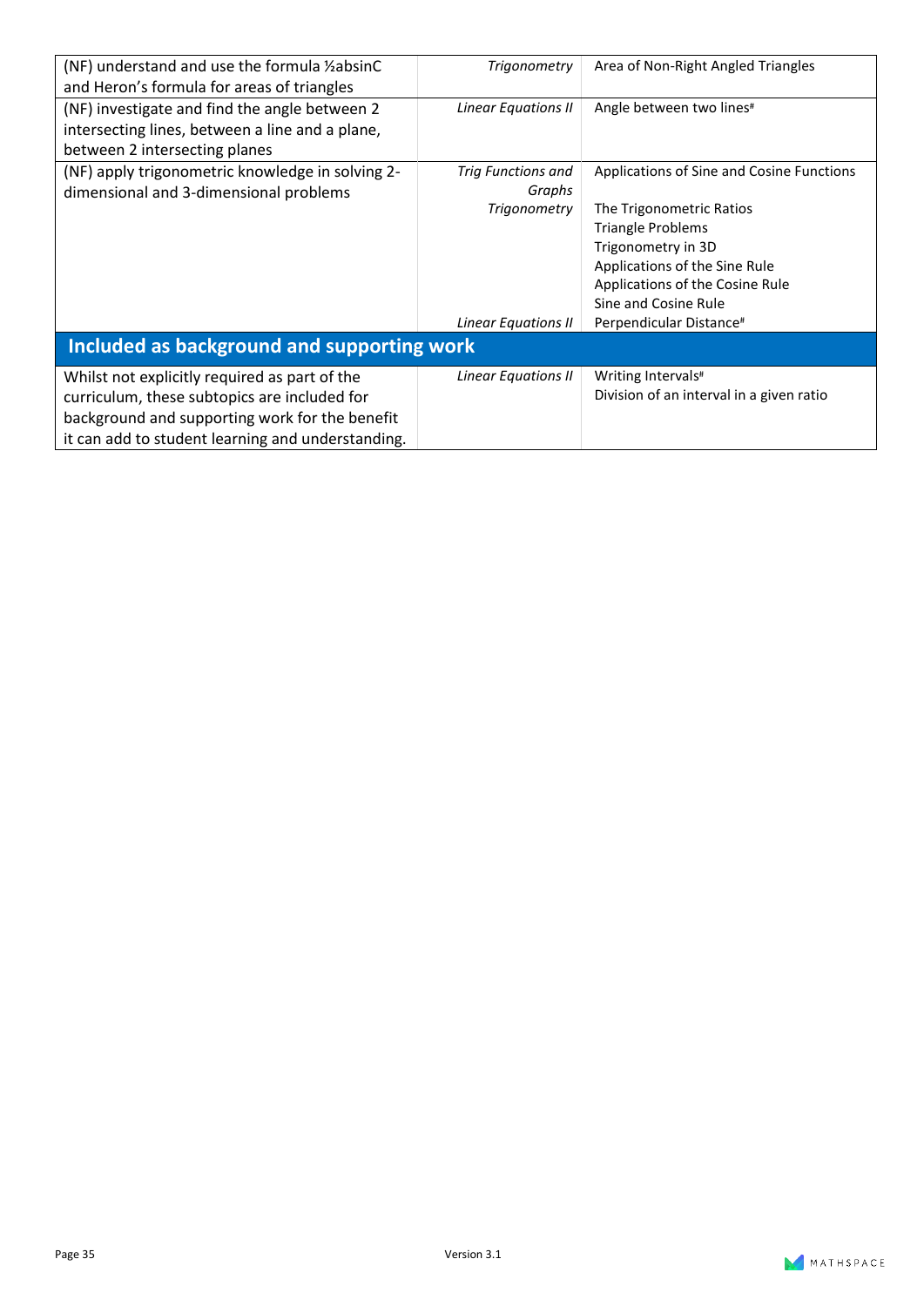| | | |
|---|---|---|
| (NF) understand and use the formula ½absinC and Heron's formula for areas of triangles | *Trigonometry* | Area of Non-Right Angled Triangles |
| (NF) investigate and find the angle between 2 intersecting lines, between a line and a plane, between 2 intersecting planes | *Linear Equations II* | Angle between two lines# |
| (NF) apply trigonometric knowledge in solving 2-dimensional and 3-dimensional problems | *Trig Functions and Graphs*<br>*Trigonometry*<br><br><br><br><br><br>*Linear Equations II* | Applications of Sine and Cosine Functions<br>The Trigonometric Ratios<br>Triangle Problems<br>Trigonometry in 3D<br>Applications of the Sine Rule<br>Applications of the Cosine Rule<br>Sine and Cosine Rule<br>Perpendicular Distance# |
| **Included as background and supporting work** | | |
| Whilst not explicitly required as part of the curriculum, these subtopics are included for background and supporting work for the benefit it can add to student learning and understanding. | *Linear Equations II* | Writing Intervals#<br>Division of an interval in a given ratio |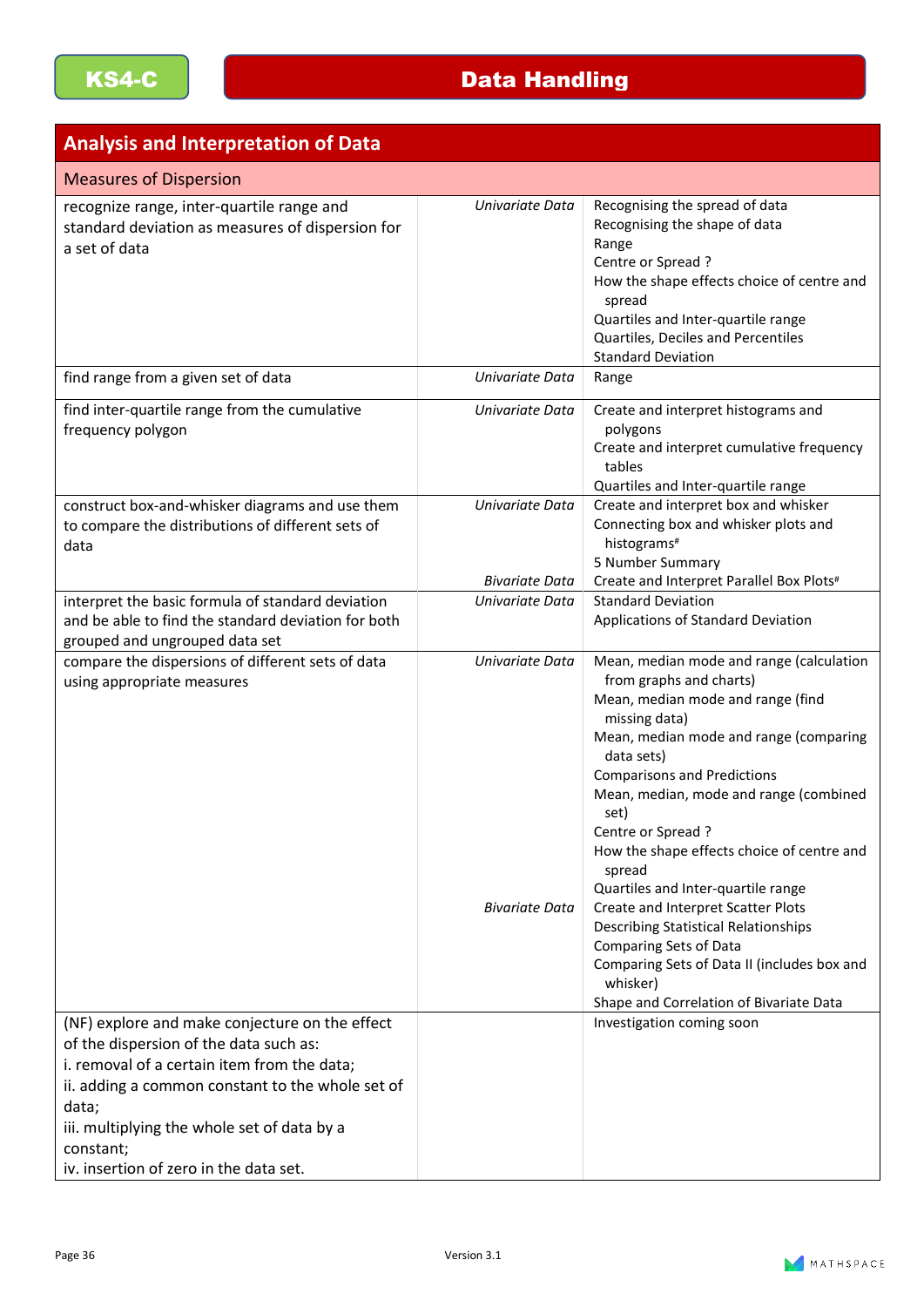KS4-C

# Data Handling

## Analysis and Interpretation of Data

### Measures of Dispersion

| Objective | Category | Topics |
|---|---|---|
| recognize range, inter-quartile range and standard deviation as measures of dispersion for a set of data | *Univariate Data* | Recognising the spread of data<br>Recognising the shape of data<br>Range<br>Centre or Spread ?<br>How the shape effects choice of centre and spread<br>Quartiles and Inter-quartile range<br>Quartiles, Deciles and Percentiles<br>Standard Deviation |
| find range from a given set of data | *Univariate Data* | Range |
| find inter-quartile range from the cumulative frequency polygon | *Univariate Data* | Create and interpret histograms and polygons<br>Create and interpret cumulative frequency tables<br>Quartiles and Inter-quartile range |
| construct box-and-whisker diagrams and use them to compare the distributions of different sets of data | *Univariate Data*<br><br><br><br>*Bivariate Data* | Create and interpret box and whisker<br>Connecting box and whisker plots and histograms#<br>5 Number Summary<br>Create and Interpret Parallel Box Plots# |
| interpret the basic formula of standard deviation and be able to find the standard deviation for both grouped and ungrouped data set | *Univariate Data* | Standard Deviation<br>Applications of Standard Deviation |
| compare the dispersions of different sets of data using appropriate measures | *Univariate Data*<br><br><br><br><br><br><br><br><br><br><br><br><br>*Bivariate Data* | Mean, median mode and range (calculation from graphs and charts)<br>Mean, median mode and range (find missing data)<br>Mean, median mode and range (comparing data sets)<br>Comparisons and Predictions<br>Mean, median, mode and range (combined set)<br>Centre or Spread ?<br>How the shape effects choice of centre and spread<br>Quartiles and Inter-quartile range<br>Create and Interpret Scatter Plots<br>Describing Statistical Relationships<br>Comparing Sets of Data<br>Comparing Sets of Data II (includes box and whisker)<br>Shape and Correlation of Bivariate Data |
| (NF) explore and make conjecture on the effect of the dispersion of the data such as:<br>i. removal of a certain item from the data;<br>ii. adding a common constant to the whole set of data;<br>iii. multiplying the whole set of data by a constant;<br>iv. insertion of zero in the data set. | | Investigation coming soon |

Version 3.1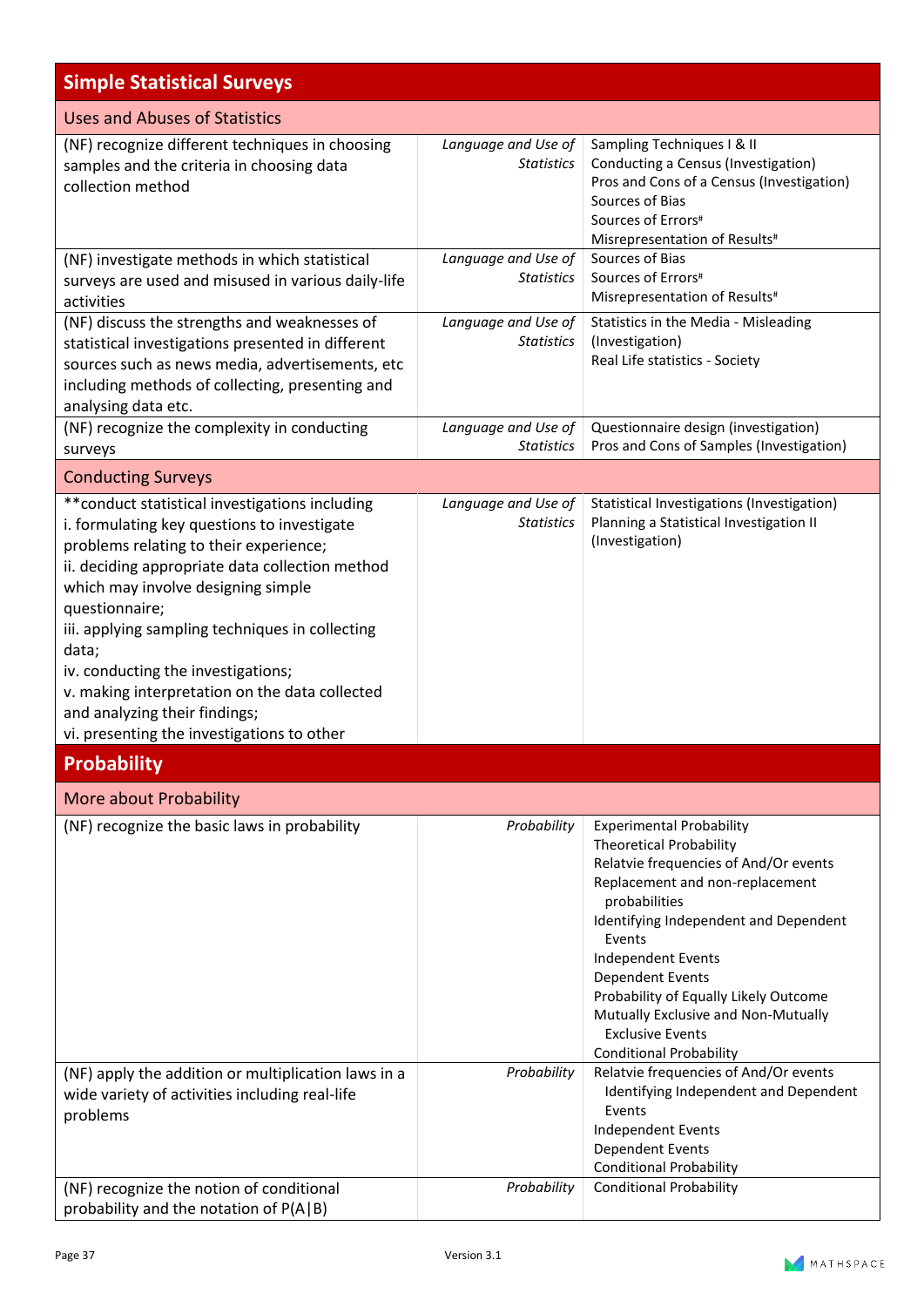| Simple Statistical Surveys | | |
|---|---|---|
| **Uses and Abuses of Statistics** | | |
| (NF) recognize different techniques in choosing samples and the criteria in choosing data collection method | *Language and Use of Statistics* | Sampling Techniques I & II<br>Conducting a Census (Investigation)<br>Pros and Cons of a Census (Investigation)<br>Sources of Bias<br>Sources of Errors#<br>Misrepresentation of Results# |
| (NF) investigate methods in which statistical surveys are used and misused in various daily-life activities | *Language and Use of Statistics* | Sources of Bias<br>Sources of Errors#<br>Misrepresentation of Results# |
| (NF) discuss the strengths and weaknesses of statistical investigations presented in different sources such as news media, advertisements, etc including methods of collecting, presenting and analysing data etc. | *Language and Use of Statistics* | Statistics in the Media - Misleading (Investigation)<br>Real Life statistics - Society |
| (NF) recognize the complexity in conducting surveys | *Language and Use of Statistics* | Questionnaire design (investigation)<br>Pros and Cons of Samples (Investigation) |
| **Conducting Surveys** | | |
| **conduct statistical investigations including<br>i. formulating key questions to investigate problems relating to their experience;<br>ii. deciding appropriate data collection method which may involve designing simple questionnaire;<br>iii. applying sampling techniques in collecting data;<br>iv. conducting the investigations;<br>v. making interpretation on the data collected and analyzing their findings;<br>vi. presenting the investigations to other | *Language and Use of Statistics* | Statistical Investigations (Investigation)<br>Planning a Statistical Investigation II (Investigation) |

| Probability | | |
|---|---|---|
| **More about Probability** | | |
| (NF) recognize the basic laws in probability | *Probability* | Experimental Probability<br>Theoretical Probability<br>Relatvie frequencies of And/Or events<br>Replacement and non-replacement probabilities<br>Identifying Independent and Dependent Events<br>Independent Events<br>Dependent Events<br>Probability of Equally Likely Outcome<br>Mutually Exclusive and Non-Mutually Exclusive Events<br>Conditional Probability |
| (NF) apply the addition or multiplication laws in a wide variety of activities including real-life problems | *Probability* | Relatvie frequencies of And/Or events<br>Identifying Independent and Dependent Events<br>Independent Events<br>Dependent Events<br>Conditional Probability |
| (NF) recognize the notion of conditional probability and the notation of $P(A\|B)$ | *Probability* | Conditional Probability |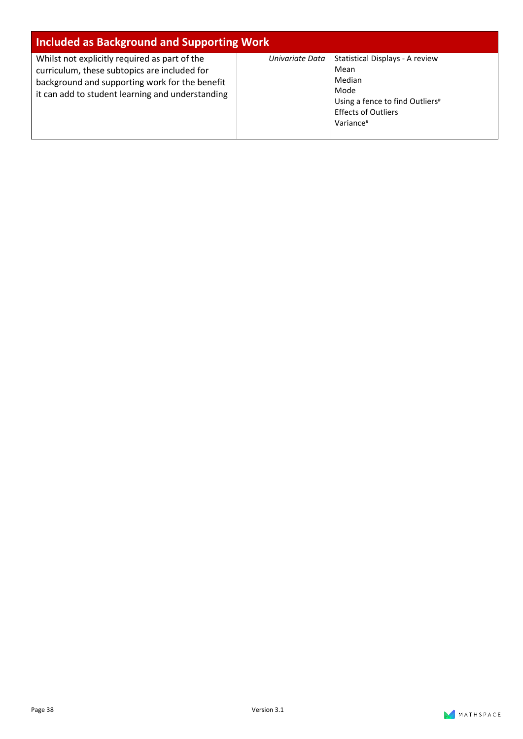| Included as Background and Supporting Work | | |
|---|---|---|
| Whilst not explicitly required as part of the curriculum, these subtopics are included for background and supporting work for the benefit it can add to student learning and understanding | *Univariate Data* | Statistical Displays - A review<br>Mean<br>Median<br>Mode<br>Using a fence to find Outliers#<br>Effects of Outliers<br>Variance# |